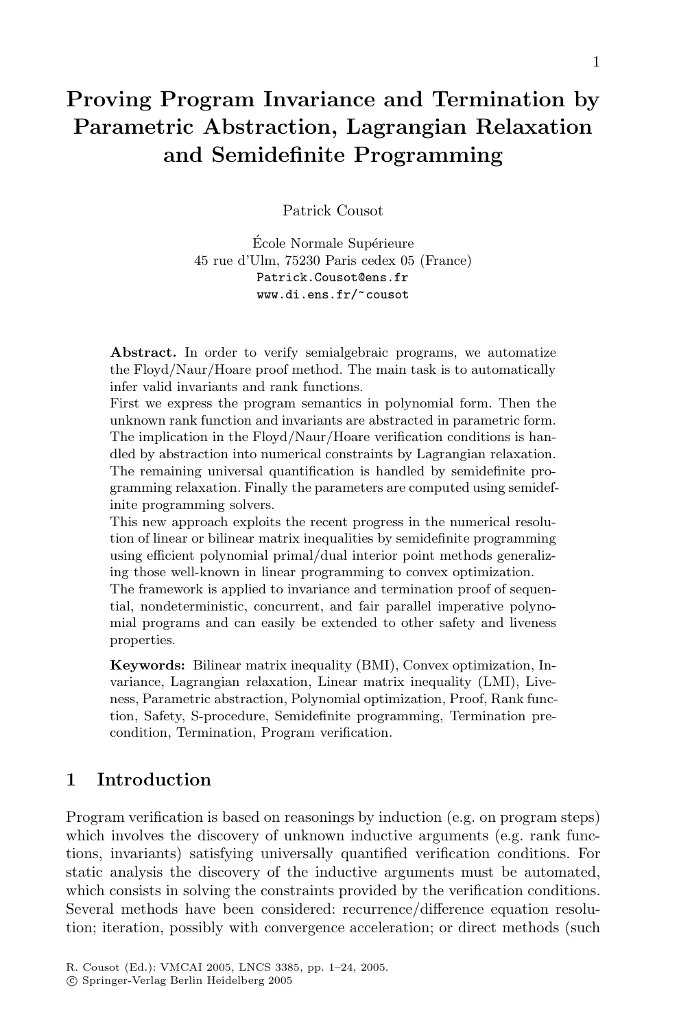# Proving Program Invariance and Termination by Parametric Abstraction, Lagrangian Relaxation and Semidefinite Programming

Patrick Cousot

École Normale Supérieure  
45 rue d'Ulm, 75230 Paris cedex 05 (France)  
Patrick.Cousot@ens.fr  
www.di.ens.fr/~cousot

**Abstract.** In order to verify semialgebraic programs, we automatize the Floyd/Naur/Hoare proof method. The main task is to automatically infer valid invariants and rank functions.

First we express the program semantics in polynomial form. Then the unknown rank function and invariants are abstracted in parametric form. The implication in the Floyd/Naur/Hoare verification conditions is handled by abstraction into numerical constraints by Lagrangian relaxation. The remaining universal quantification is handled by semidefinite programming relaxation. Finally the parameters are computed using semidefinite programming solvers.

This new approach exploits the recent progress in the numerical resolution of linear or bilinear matrix inequalities by semidefinite programming using efficient polynomial primal/dual interior point methods generalizing those well-known in linear programming to convex optimization.

The framework is applied to invariance and termination proof of sequential, nondeterministic, concurrent, and fair parallel imperative polynomial programs and can easily be extended to other safety and liveness properties.

**Keywords:** Bilinear matrix inequality (BMI), Convex optimization, Invariance, Lagrangian relaxation, Linear matrix inequality (LMI), Liveness, Parametric abstraction, Polynomial optimization, Proof, Rank function, Safety, S-procedure, Semidefinite programming, Termination precondition, Termination, Program verification.

## 1 Introduction

Program verification is based on reasonings by induction (e.g. on program steps) which involves the discovery of unknown inductive arguments (e.g. rank functions, invariants) satisfying universally quantified verification conditions. For static analysis the discovery of the inductive arguments must be automated, which consists in solving the constraints provided by the verification conditions. Several methods have been considered: recurrence/difference equation resolution; iteration, possibly with convergence acceleration; or direct methods (such

R. Cousot (Ed.): VMCAI 2005, LNCS 3385, pp. 1–24, 2005.  
© Springer-Verlag Berlin Heidelberg 2005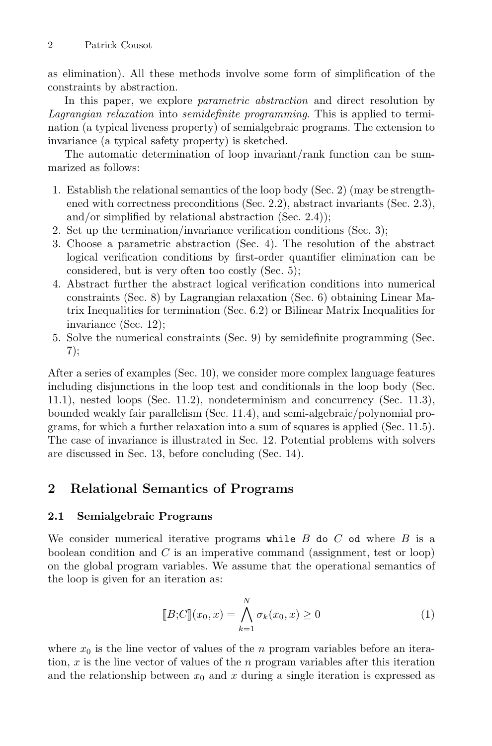as elimination). All these methods involve some form of simplification of the constraints by abstraction.

In this paper, we explore *parametric abstraction* and direct resolution by *Lagrangian relaxation* into *semidefinite programming*. This is applied to termination (a typical liveness property) of semialgebraic programs. The extension to invariance (a typical safety property) is sketched.

The automatic determination of loop invariant/rank function can be summarized as follows:

1. Establish the relational semantics of the loop body (Sec. 2) (may be strengthened with correctness preconditions (Sec. 2.2), abstract invariants (Sec. 2.3), and/or simplified by relational abstraction (Sec. 2.4));
2. Set up the termination/invariance verification conditions (Sec. 3);
3. Choose a parametric abstraction (Sec. 4). The resolution of the abstract logical verification conditions by first-order quantifier elimination can be considered, but is very often too costly (Sec. 5);
4. Abstract further the abstract logical verification conditions into numerical constraints (Sec. 8) by Lagrangian relaxation (Sec. 6) obtaining Linear Matrix Inequalities for termination (Sec. 6.2) or Bilinear Matrix Inequalities for invariance (Sec. 12);
5. Solve the numerical constraints (Sec. 9) by semidefinite programming (Sec. 7);

After a series of examples (Sec. 10), we consider more complex language features including disjunctions in the loop test and conditionals in the loop body (Sec. 11.1), nested loops (Sec. 11.2), nondeterminism and concurrency (Sec. 11.3), bounded weakly fair parallelism (Sec. 11.4), and semi-algebraic/polynomial programs, for which a further relaxation into a sum of squares is applied (Sec. 11.5). The case of invariance is illustrated in Sec. 12. Potential problems with solvers are discussed in Sec. 13, before concluding (Sec. 14).

## 2 Relational Semantics of Programs

### 2.1 Semialgebraic Programs

We consider numerical iterative programs `while` $B$ `do` $C$ `od` where $B$ is a boolean condition and $C$ is an imperative command (assignment, test or loop) on the global program variables. We assume that the operational semantics of the loop is given for an iteration as:

$$[\![B;C]\!](x_0, x) = \bigwedge_{k=1}^{N} \sigma_k(x_0, x) \geq 0 \tag{1}$$

where $x_0$ is the line vector of values of the $n$ program variables before an iteration, $x$ is the line vector of values of the $n$ program variables after this iteration and the relationship between $x_0$ and $x$ during a single iteration is expressed as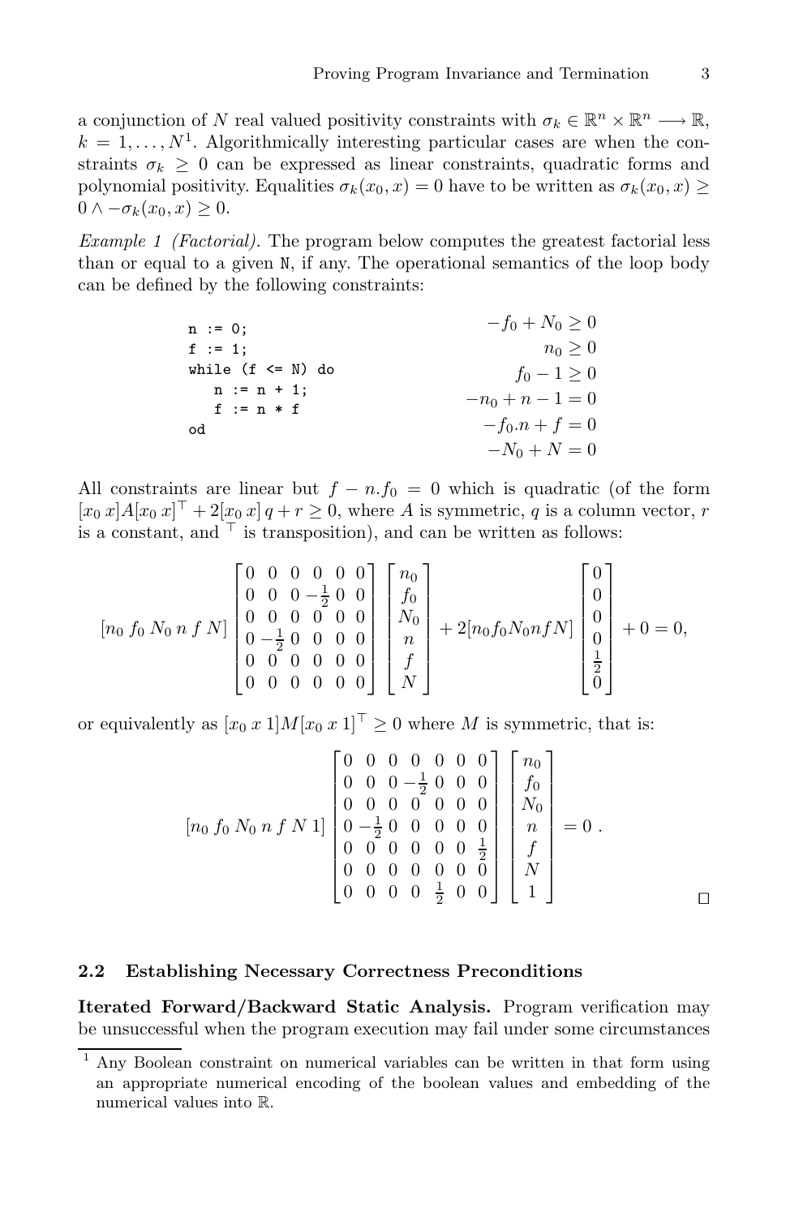a conjunction of $N$ real valued positivity constraints with $\sigma_k \in \mathbb{R}^n \times \mathbb{R}^n \longrightarrow \mathbb{R}$, $k = 1, \ldots, N$[1]. Algorithmically interesting particular cases are when the constraints $\sigma_k \geq 0$ can be expressed as linear constraints, quadratic forms and polynomial positivity. Equalities $\sigma_k(x_0, x) = 0$ have to be written as $\sigma_k(x_0, x) \geq 0 \wedge -\sigma_k(x_0, x) \geq 0$.

*Example 1 (Factorial).* The program below computes the greatest factorial less than or equal to a given N, if any. The operational semantics of the loop body can be defined by the following constraints:

```
n := 0;
f := 1;
while (f <= N) do
   n := n + 1;
   f := n * f
od
```

$$
\begin{aligned}
-f_0 + N_0 &\geq 0 \\
n_0 &\geq 0 \\
f_0 - 1 &\geq 0 \\
-n_0 + n - 1 &= 0 \\
-f_0.n + f &= 0 \\
-N_0 + N &= 0
\end{aligned}
$$

All constraints are linear but $f - n.f_0 = 0$ which is quadratic (of the form $[x_0\, x]A[x_0\, x]^\top + 2[x_0\, x]\, q + r \geq 0$, where $A$ is symmetric, $q$ is a column vector, $r$ is a constant, and $^\top$ is transposition), and can be written as follows:

$$
[n_0\ f_0\ N_0\ n\ f\ N] \begin{bmatrix} 0 & 0 & 0 & 0 & 0 & 0 \\ 0 & 0 & 0 & -\frac{1}{2} & 0 & 0 \\ 0 & 0 & 0 & 0 & 0 & 0 \\ 0 & -\frac{1}{2} & 0 & 0 & 0 & 0 \\ 0 & 0 & 0 & 0 & 0 & 0 \\ 0 & 0 & 0 & 0 & 0 & 0 \end{bmatrix} \begin{bmatrix} n_0 \\ f_0 \\ N_0 \\ n \\ f \\ N \end{bmatrix} + 2[n_0 f_0 N_0 n f N] \begin{bmatrix} 0 \\ 0 \\ 0 \\ 0 \\ \frac{1}{2} \\ 0 \end{bmatrix} + 0 = 0,
$$

or equivalently as $[x_0\, x\, 1]M[x_0\, x\, 1]^\top \geq 0$ where $M$ is symmetric, that is:

$$
[n_0\ f_0\ N_0\ n\ f\ N\ 1] \begin{bmatrix} 0 & 0 & 0 & 0 & 0 & 0 & 0 \\ 0 & 0 & 0 & -\frac{1}{2} & 0 & 0 & 0 \\ 0 & 0 & 0 & 0 & 0 & 0 & 0 \\ 0 & -\frac{1}{2} & 0 & 0 & 0 & 0 & 0 \\ 0 & 0 & 0 & 0 & 0 & 0 & \frac{1}{2} \\ 0 & 0 & 0 & 0 & 0 & 0 & 0 \\ 0 & 0 & 0 & 0 & \frac{1}{2} & 0 & 0 \end{bmatrix} \begin{bmatrix} n_0 \\ f_0 \\ N_0 \\ n \\ f \\ N \\ 1 \end{bmatrix} = 0\ .
$$

□

### 2.2 Establishing Necessary Correctness Preconditions

**Iterated Forward/Backward Static Analysis.** Program verification may be unsuccessful when the program execution may fail under some circumstances

[1] Any Boolean constraint on numerical variables can be written in that form using an appropriate numerical encoding of the boolean values and embedding of the numerical values into $\mathbb{R}$.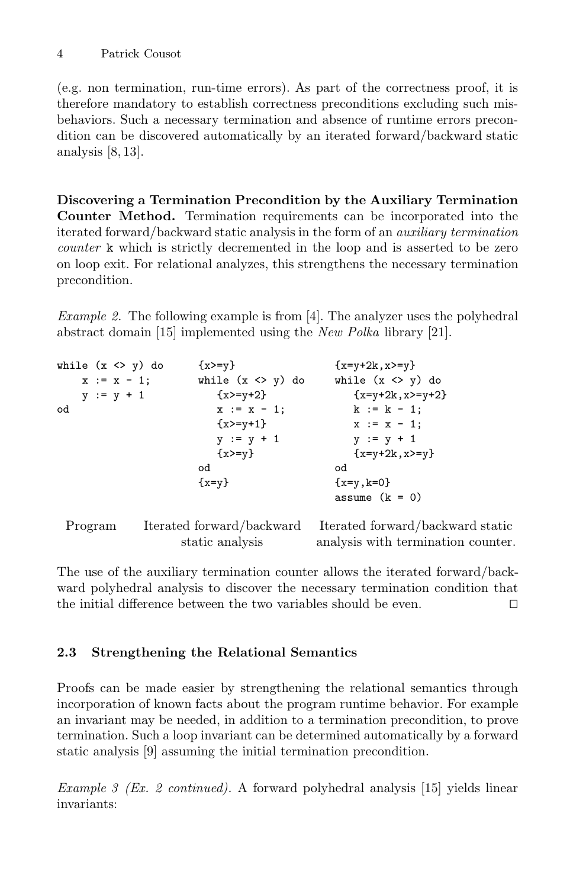(e.g. non termination, run-time errors). As part of the correctness proof, it is therefore mandatory to establish correctness preconditions excluding such misbehaviors. Such a necessary termination and absence of runtime errors precondition can be discovered automatically by an iterated forward/backward static analysis [8, 13].

**Discovering a Termination Precondition by the Auxiliary Termination Counter Method.** Termination requirements can be incorporated into the iterated forward/backward static analysis in the form of an *auxiliary termination counter* k which is strictly decremented in the loop and is asserted to be zero on loop exit. For relational analyzes, this strengthens the necessary termination precondition.

*Example 2.* The following example is from [4]. The analyzer uses the polyhedral abstract domain [15] implemented using the *New Polka* library [21].

```
while (x <> y) do      {x>=y}                  {x=y+2k,x>=y}
    x := x - 1;        while (x <> y) do       while (x <> y) do
    y := y + 1            {x>=y+2}                {x=y+2k,x>=y+2}
od                        x := x - 1;             k := k - 1;
                          {x>=y+1}                x := x - 1;
                          y := y + 1              y := y + 1
                          {x>=y}                  {x=y+2k,x>=y}
                       od                      od
                       {x=y}                   {x=y,k=0}
                                               assume (k = 0)
```

| Program | Iterated forward/backward static analysis | Iterated forward/backward static analysis with termination counter. |
|---|---|---|

The use of the auxiliary termination counter allows the iterated forward/backward polyhedral analysis to discover the necessary termination condition that the initial difference between the two variables should be even. □

### 2.3 Strengthening the Relational Semantics

Proofs can be made easier by strengthening the relational semantics through incorporation of known facts about the program runtime behavior. For example an invariant may be needed, in addition to a termination precondition, to prove termination. Such a loop invariant can be determined automatically by a forward static analysis [9] assuming the initial termination precondition.

*Example 3 (Ex. 2 continued).* A forward polyhedral analysis [15] yields linear invariants: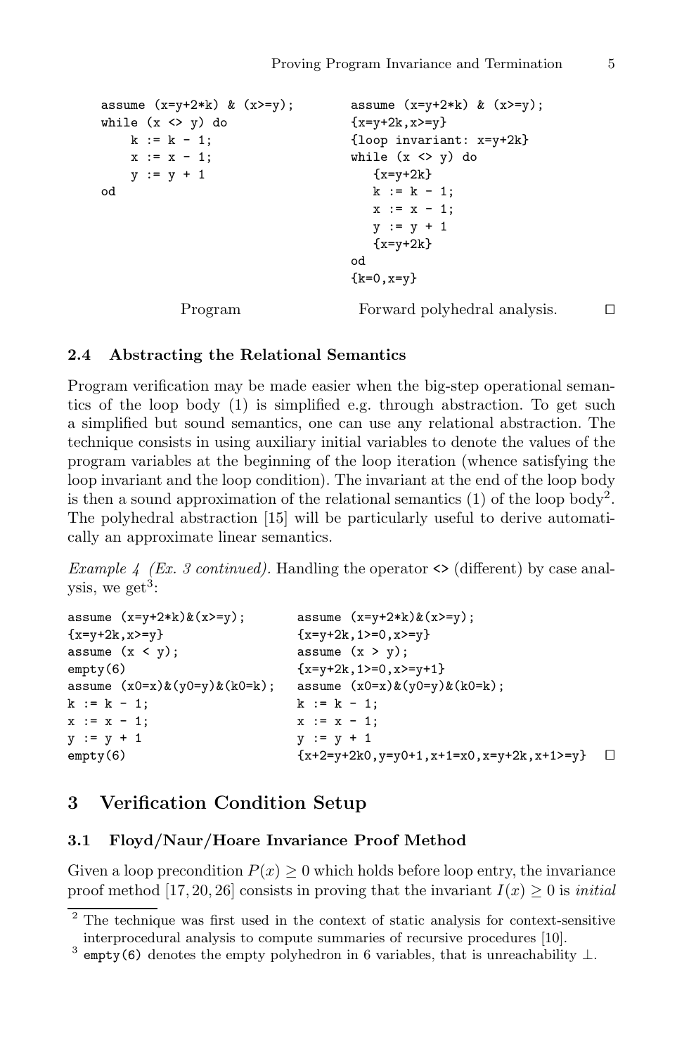```
assume (x=y+2*k) & (x>=y);
while (x <> y) do
    k := k - 1;
    x := x - 1;
    y := y + 1
od
```

Program

```
assume (x=y+2*k) & (x>=y);
{x=y+2k,x>=y}
{loop invariant: x=y+2k}
while (x <> y) do
   {x=y+2k}
   k := k - 1;
   x := x - 1;
   y := y + 1
   {x=y+2k}
od
{k=0,x=y}
```

Forward polyhedral. analysis. □

### 2.4 Abstracting the Relational Semantics

Program verification may be made easier when the big-step operational semantics of the loop body (1) is simplified e.g. through abstraction. To get such a simplified but sound semantics, one can use any relational abstraction. The technique consists in using auxiliary initial variables to denote the values of the program variables at the beginning of the loop iteration (whence satisfying the loop invariant and the loop condition). The invariant at the end of the loop body is then a sound approximation of the relational semantics (1) of the loop body[2]. The polyhedral abstraction [15] will be particularly useful to derive automatically an approximate linear semantics.

*Example 4 (Ex. 3 continued).* Handling the operator `<>` (different) by case analysis, we get[3]:

```
assume (x=y+2*k)&(x>=y);
{x=y+2k,x>=y}
assume (x < y);
empty(6)
assume (x0=x)&(y0=y)&(k0=k);
k := k - 1;
x := x - 1;
y := y + 1
empty(6)
```

```
assume (x=y+2*k)&(x>=y);
{x=y+2k,1>=0,x>=y}
assume (x > y);
{x=y+2k,1>=0,x>=y+1}
assume (x0=x)&(y0=y)&(k0=k);
k := k - 1;
x := x - 1;
y := y + 1
{x+2=y+2k0,y=y0+1,x+1=x0,x=y+2k,x+1>=y}
```

□

## 3 Verification Condition Setup

### 3.1 Floyd/Naur/Hoare Invariance Proof Method

Given a loop precondition $P(x) \geq 0$ which holds before loop entry, the invariance proof method [17, 20, 26] consists in proving that the invariant $I(x) \geq 0$ is *initial*

[2] The technique was first used in the context of static analysis for context-sensitive interprocedural analysis to compute summaries of recursive procedures [10].

[3] `empty(6)` denotes the empty polyhedron in 6 variables, that is unreachability $\perp$.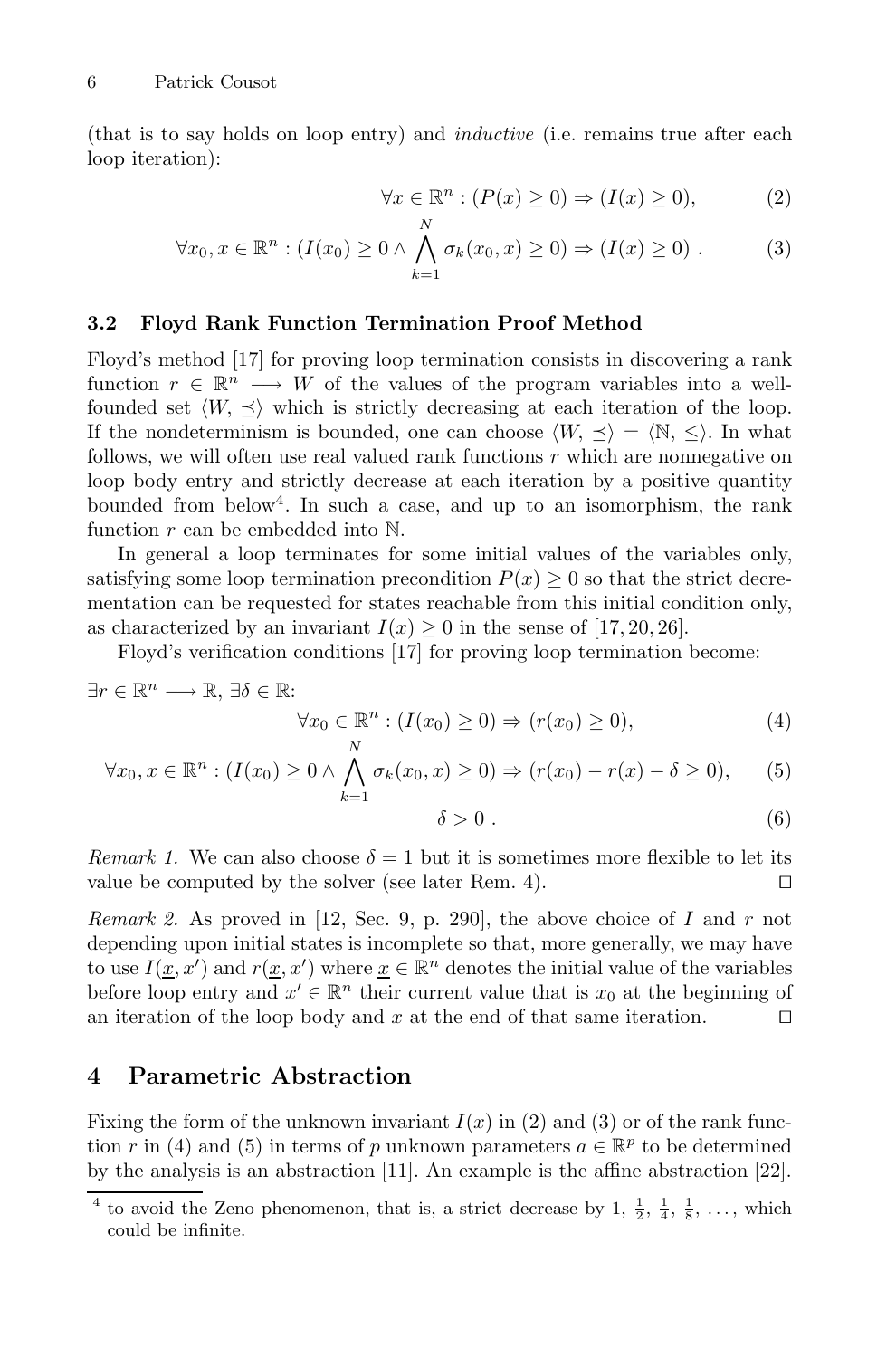(that is to say holds on loop entry) and *inductive* (i.e. remains true after each loop iteration):

$$\forall x \in \mathbb{R}^n : (P(x) \geq 0) \Rightarrow (I(x) \geq 0), \tag{2}$$

$$\forall x_0, x \in \mathbb{R}^n : (I(x_0) \geq 0 \wedge \bigwedge_{k=1}^{N} \sigma_k(x_0, x) \geq 0) \Rightarrow (I(x) \geq 0) \; . \tag{3}$$

### 3.2 Floyd Rank Function Termination Proof Method

Floyd's method [17] for proving loop termination consists in discovering a rank function $r \in \mathbb{R}^n \longrightarrow W$ of the values of the program variables into a well-founded set $\langle W, \preceq \rangle$ which is strictly decreasing at each iteration of the loop. If the nondeterminism is bounded, one can choose $\langle W, \preceq \rangle = \langle \mathbb{N}, \leq \rangle$. In what follows, we will often use real valued rank functions $r$ which are nonnegative on loop body entry and strictly decrease at each iteration by a positive quantity bounded from below[4]. In such a case, and up to an isomorphism, the rank function $r$ can be embedded into $\mathbb{N}$.

In general a loop terminates for some initial values of the variables only, satisfying some loop termination precondition $P(x) \geq 0$ so that the strict decrementation can be requested for states reachable from this initial condition only, as characterized by an invariant $I(x) \geq 0$ in the sense of [17, 20, 26].

Floyd's verification conditions [17] for proving loop termination become:

$\exists r \in \mathbb{R}^n \longrightarrow \mathbb{R}, \exists \delta \in \mathbb{R}$:

$$\forall x_0 \in \mathbb{R}^n : (I(x_0) \geq 0) \Rightarrow (r(x_0) \geq 0), \tag{4}$$

$$\forall x_0, x \in \mathbb{R}^n : (I(x_0) \geq 0 \wedge \bigwedge_{k=1}^{N} \sigma_k(x_0, x) \geq 0) \Rightarrow (r(x_0) - r(x) - \delta \geq 0), \tag{5}$$

$$\delta > 0 \; . \tag{6}$$

*Remark 1.* We can also choose $\delta = 1$ but it is sometimes more flexible to let its value be computed by the solver (see later Rem. 4). □

*Remark 2.* As proved in [12, Sec. 9, p. 290], the above choice of $I$ and $r$ not depending upon initial states is incomplete so that, more generally, we may have to use $I(\underline{x}, x')$ and $r(\underline{x}, x')$ where $\underline{x} \in \mathbb{R}^n$ denotes the initial value of the variables before loop entry and $x' \in \mathbb{R}^n$ their current value that is $x_0$ at the beginning of an iteration of the loop body and $x$ at the end of that same iteration. □

## 4 Parametric Abstraction

Fixing the form of the unknown invariant $I(x)$ in (2) and (3) or of the rank function $r$ in (4) and (5) in terms of $p$ unknown parameters $a \in \mathbb{R}^p$ to be determined by the analysis is an abstraction [11]. An example is the affine abstraction [22].

[4] to avoid the Zeno phenomenon, that is, a strict decrease by $1, \frac{1}{2}, \frac{1}{4}, \frac{1}{8}, \ldots$, which could be infinite.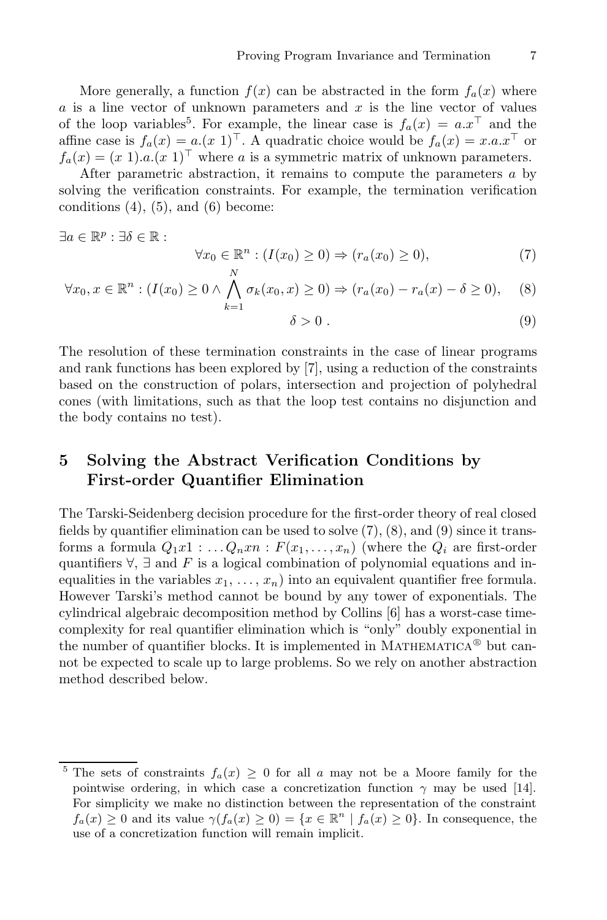More generally, a function $f(x)$ can be abstracted in the form $f_a(x)$ where $a$ is a line vector of unknown parameters and $x$ is the line vector of values of the loop variables[5]. For example, the linear case is $f_a(x) = a.x^\top$ and the affine case is $f_a(x) = a.(x\ 1)^\top$. A quadratic choice would be $f_a(x) = x.a.x^\top$ or $f_a(x) = (x\ 1).a.(x\ 1)^\top$ where $a$ is a symmetric matrix of unknown parameters.

After parametric abstraction, it remains to compute the parameters $a$ by solving the verification constraints. For example, the termination verification conditions (4), (5), and (6) become:

$$\exists a \in \mathbb{R}^p : \exists \delta \in \mathbb{R} :$$

$$\forall x_0 \in \mathbb{R}^n : (I(x_0) \geq 0) \Rightarrow (r_a(x_0) \geq 0), \tag{7}$$

$$\forall x_0, x \in \mathbb{R}^n : (I(x_0) \geq 0 \wedge \bigwedge_{k=1}^{N} \sigma_k(x_0, x) \geq 0) \Rightarrow (r_a(x_0) - r_a(x) - \delta \geq 0), \tag{8}$$

$$\delta > 0\ . \tag{9}$$

The resolution of these termination constraints in the case of linear programs and rank functions has been explored by [7], using a reduction of the constraints based on the construction of polars, intersection and projection of polyhedral cones (with limitations, such as that the loop test contains no disjunction and the body contains no test).

## 5 Solving the Abstract Verification Conditions by First-order Quantifier Elimination

The Tarski-Seidenberg decision procedure for the first-order theory of real closed fields by quantifier elimination can be used to solve (7), (8), and (9) since it transforms a formula $Q_1 x1 : \ldots Q_n xn : F(x_1, \ldots, x_n)$ (where the $Q_i$ are first-order quantifiers $\forall$, $\exists$ and $F$ is a logical combination of polynomial equations and inequalities in the variables $x_1, \ldots, x_n$) into an equivalent quantifier free formula. However Tarski's method cannot be bound by any tower of exponentials. The cylindrical algebraic decomposition method by Collins [6] has a worst-case time-complexity for real quantifier elimination which is "only" doubly exponential in the number of quantifier blocks. It is implemented in MATHEMATICA® but cannot be expected to scale up to large problems. So we rely on another abstraction method described below.

---

[5] The sets of constraints $f_a(x) \geq 0$ for all $a$ may not be a Moore family for the pointwise ordering, in which case a concretization function $\gamma$ may be used [14]. For simplicity we make no distinction between the representation of the constraint $f_a(x) \geq 0$ and its value $\gamma(f_a(x) \geq 0) = \{x \in \mathbb{R}^n \mid f_a(x) \geq 0\}$. In consequence, the use of a concretization function will remain implicit.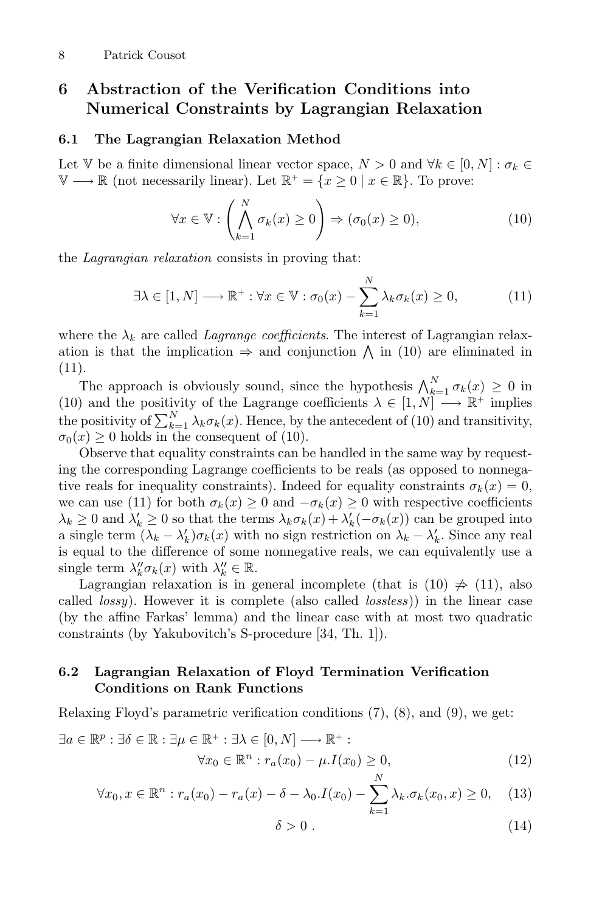## 6 Abstraction of the Verification Conditions into Numerical Constraints by Lagrangian Relaxation

### 6.1 The Lagrangian Relaxation Method

Let $\mathbb{V}$ be a finite dimensional linear vector space, $N > 0$ and $\forall k \in [0, N] : \sigma_k \in \mathbb{V} \longrightarrow \mathbb{R}$ (not necessarily linear). Let $\mathbb{R}^+ = \{x \geq 0 \mid x \in \mathbb{R}\}$. To prove:

$$\forall x \in \mathbb{V} : \left( \bigwedge_{k=1}^{N} \sigma_k(x) \geq 0 \right) \Rightarrow (\sigma_0(x) \geq 0), \tag{10}$$

the *Lagrangian relaxation* consists in proving that:

$$\exists \lambda \in [1, N] \longrightarrow \mathbb{R}^+ : \forall x \in \mathbb{V} : \sigma_0(x) - \sum_{k=1}^{N} \lambda_k \sigma_k(x) \geq 0, \tag{11}$$

where the $\lambda_k$ are called *Lagrange coefficients*. The interest of Lagrangian relaxation is that the implication $\Rightarrow$ and conjunction $\bigwedge$ in (10) are eliminated in (11).

The approach is obviously sound, since the hypothesis $\bigwedge_{k=1}^{N} \sigma_k(x) \geq 0$ in (10) and the positivity of the Lagrange coefficients $\lambda \in [1, N] \longrightarrow \mathbb{R}^+$ implies the positivity of $\sum_{k=1}^{N} \lambda_k \sigma_k(x)$. Hence, by the antecedent of (10) and transitivity, $\sigma_0(x) \geq 0$ holds in the consequent of (10).

Observe that equality constraints can be handled in the same way by requesting the corresponding Lagrange coefficients to be reals (as opposed to nonnegative reals for inequality constraints). Indeed for equality constraints $\sigma_k(x) = 0$, we can use (11) for both $\sigma_k(x) \geq 0$ and $-\sigma_k(x) \geq 0$ with respective coefficients $\lambda_k \geq 0$ and $\lambda'_k \geq 0$ so that the terms $\lambda_k \sigma_k(x) + \lambda'_k(-\sigma_k(x))$ can be grouped into a single term $(\lambda_k - \lambda'_k)\sigma_k(x)$ with no sign restriction on $\lambda_k - \lambda'_k$. Since any real is equal to the difference of some nonnegative reals, we can equivalently use a single term $\lambda''_k \sigma_k(x)$ with $\lambda''_k \in \mathbb{R}$.

Lagrangian relaxation is in general incomplete (that is $(10) \not\Rightarrow (11)$, also called *lossy*). However it is complete (also called *lossless*)) in the linear case (by the affine Farkas' lemma) and the linear case with at most two quadratic constraints (by Yakubovitch's S-procedure [34, Th. 1]).

### 6.2 Lagrangian Relaxation of Floyd Termination Verification Conditions on Rank Functions

Relaxing Floyd's parametric verification conditions (7), (8), and (9), we get:

$$\exists a \in \mathbb{R}^p : \exists \delta \in \mathbb{R} : \exists \mu \in \mathbb{R}^+ : \exists \lambda \in [0, N] \longrightarrow \mathbb{R}^+ :$$

$$\forall x_0 \in \mathbb{R}^n : r_a(x_0) - \mu.I(x_0) \geq 0, \tag{12}$$

$$\forall x_0, x \in \mathbb{R}^n : r_a(x_0) - r_a(x) - \delta - \lambda_0.I(x_0) - \sum_{k=1}^{N} \lambda_k.\sigma_k(x_0, x) \geq 0, \tag{13}$$

$$\delta > 0 \; . \tag{14}$$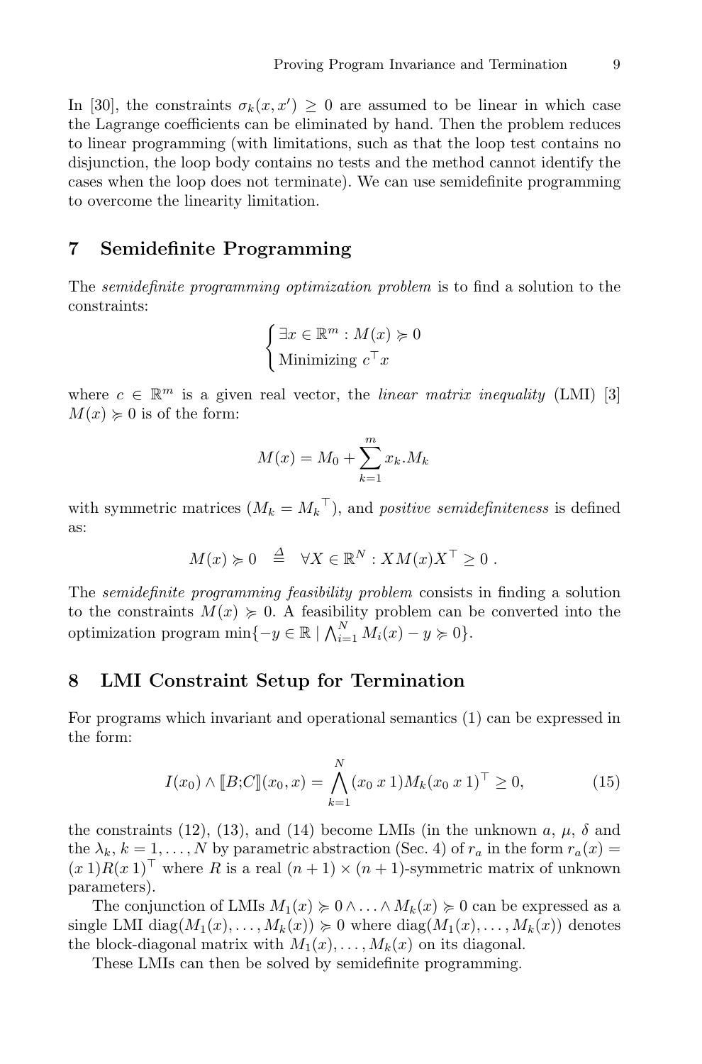In [30], the constraints $\sigma_k(x, x') \geq 0$ are assumed to be linear in which case the Lagrange coefficients can be eliminated by hand. Then the problem reduces to linear programming (with limitations, such as that the loop test contains no disjunction, the loop body contains no tests and the method cannot identify the cases when the loop does not terminate). We can use semidefinite programming to overcome the linearity limitation.

## 7 Semidefinite Programming

The *semidefinite programming optimization problem* is to find a solution to the constraints:

$$\begin{cases} \exists x \in \mathbb{R}^m : M(x) \succcurlyeq 0 \\ \text{Minimizing } c^\top x \end{cases}$$

where $c \in \mathbb{R}^m$ is a given real vector, the *linear matrix inequality* (LMI) [3] $M(x) \succcurlyeq 0$ is of the form:

$$M(x) = M_0 + \sum_{k=1}^{m} x_k.M_k$$

with symmetric matrices ($M_k = M_k{}^\top$), and *positive semidefiniteness* is defined as:

$$M(x) \succcurlyeq 0 \quad \stackrel{\Delta}{=} \quad \forall X \in \mathbb{R}^N : XM(x)X^\top \geq 0 \ .$$

The *semidefinite programming feasibility problem* consists in finding a solution to the constraints $M(x) \succcurlyeq 0$. A feasibility problem can be converted into the optimization program $\min\{-y \in \mathbb{R} \mid \bigwedge_{i=1}^{N} M_i(x) - y \succcurlyeq 0\}$.

## 8 LMI Constraint Setup for Termination

For programs which invariant and operational semantics (1) can be expressed in the form:

$$I(x_0) \wedge [\![B;C]\!](x_0, x) = \bigwedge_{k=1}^{N} (x_0 \ x \ 1) M_k (x_0 \ x \ 1)^\top \geq 0, \tag{15}$$

the constraints (12), (13), and (14) become LMIs (in the unknown $a$, $\mu$, $\delta$ and the $\lambda_k$, $k = 1, \ldots, N$ by parametric abstraction (Sec. 4) of $r_a$ in the form $r_a(x) = (x \ 1)R(x \ 1)^\top$ where $R$ is a real $(n+1) \times (n+1)$-symmetric matrix of unknown parameters).

The conjunction of LMIs $M_1(x) \succcurlyeq 0 \wedge \ldots \wedge M_k(x) \succcurlyeq 0$ can be expressed as a single LMI $\text{diag}(M_1(x), \ldots, M_k(x)) \succcurlyeq 0$ where $\text{diag}(M_1(x), \ldots, M_k(x))$ denotes the block-diagonal matrix with $M_1(x), \ldots, M_k(x)$ on its diagonal.

These LMIs can then be solved by semidefinite programming.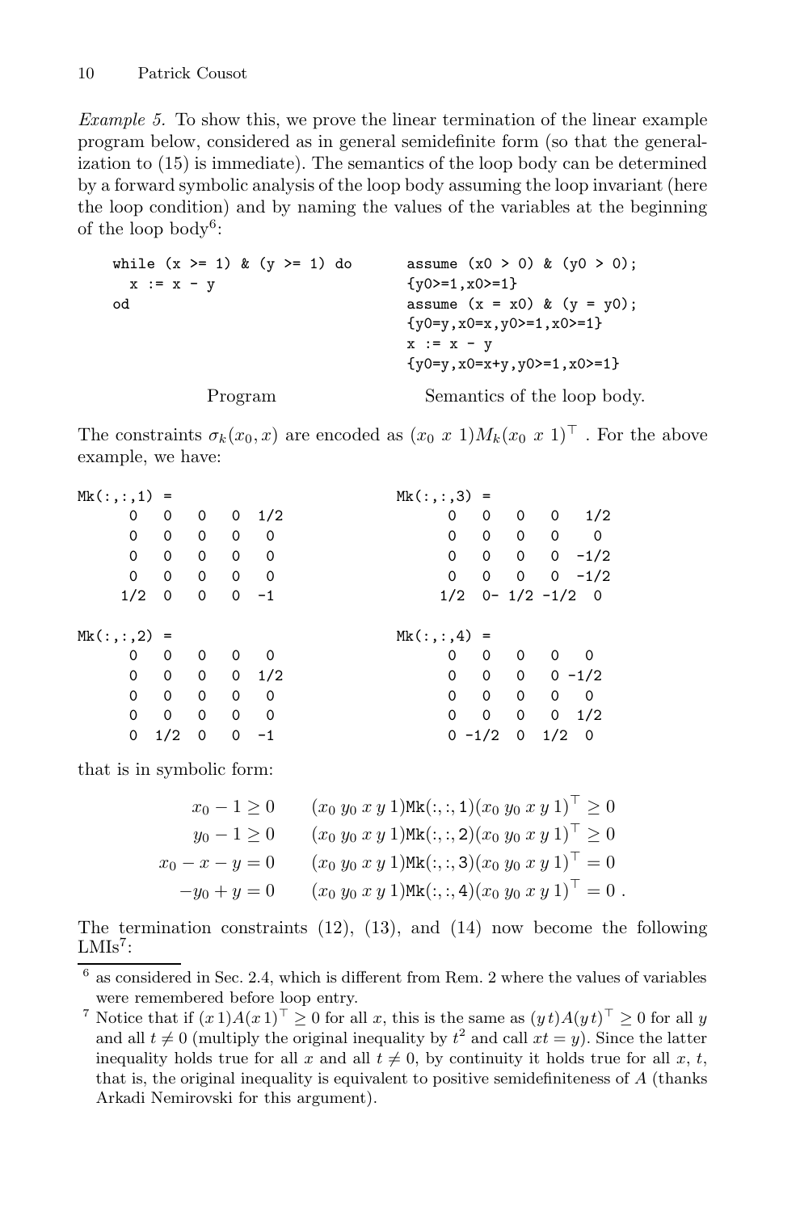*Example 5.* To show this, we prove the linear termination of the linear example program below, considered as in general semidefinite form (so that the generalization to (15) is immediate). The semantics of the loop body can be determined by a forward symbolic analysis of the loop body assuming the loop invariant (here the loop condition) and by naming the values of the variables at the beginning of the loop body[6]:

```
while (x >= 1) & (y >= 1) do
  x := x - y
od
```

Program

```
assume (x0 > 0) & (y0 > 0);
{y0>=1,x0>=1}
assume (x = x0) & (y = y0);
{y0=y,x0=x,y0>=1,x0>=1}
x := x - y
{y0=y,x0=x+y,y0>=1,x0>=1}
```

Semantics of the loop body.

The constraints $\sigma_k(x_0, x)$ are encoded as $(x_0\ x\ 1)M_k(x_0\ x\ 1)^\top$ . For the above example, we have:

```
Mk(:,:,1) =
     0    0    0    0   1/2
     0    0    0    0    0
     0    0    0    0    0
     0    0    0    0    0
    1/2   0    0    0   -1

Mk(:,:,2) =
     0    0    0    0    0
     0    0    0    0   1/2
     0    0    0    0    0
     0    0    0    0    0
     0   1/2   0    0   -1

Mk(:,:,3) =
     0    0    0    0    1/2
     0    0    0    0     0
     0    0    0    0   -1/2
     0    0    0    0   -1/2
    1/2   0- 1/2 -1/2   0

Mk(:,:,4) =
     0    0    0    0    0
     0    0    0    0  -1/2
     0    0    0    0    0
     0    0    0    0   1/2
     0  -1/2   0   1/2   0
```

that is in symbolic form:

$$
\begin{array}{rl}
x_0 - 1 \geq 0 & (x_0\ y_0\ x\ y\ 1)\mathtt{Mk}(:,:,1)(x_0\ y_0\ x\ y\ 1)^\top \geq 0 \\
y_0 - 1 \geq 0 & (x_0\ y_0\ x\ y\ 1)\mathtt{Mk}(:,:,2)(x_0\ y_0\ x\ y\ 1)^\top \geq 0 \\
x_0 - x - y = 0 & (x_0\ y_0\ x\ y\ 1)\mathtt{Mk}(:,:,3)(x_0\ y_0\ x\ y\ 1)^\top = 0 \\
-y_0 + y = 0 & (x_0\ y_0\ x\ y\ 1)\mathtt{Mk}(:,:,4)(x_0\ y_0\ x\ y\ 1)^\top = 0\ .
\end{array}
$$

The termination constraints (12), (13), and (14) now become the following LMIs[7]:

---

[6] as considered in Sec. 2.4, which is different from Rem. 2 where the values of variables were remembered before loop entry.

[7] Notice that if $(x\,1)A(x\,1)^\top \geq 0$ for all $x$, this is the same as $(y\,t)A(y\,t)^\top \geq 0$ for all $y$ and all $t \neq 0$ (multiply the original inequality by $t^2$ and call $xt = y$). Since the latter inequality holds true for all $x$ and all $t \neq 0$, by continuity it holds true for all $x$, $t$, that is, the original inequality is equivalent to positive semidefiniteness of $A$ (thanks Arkadi Nemirovski for this argument).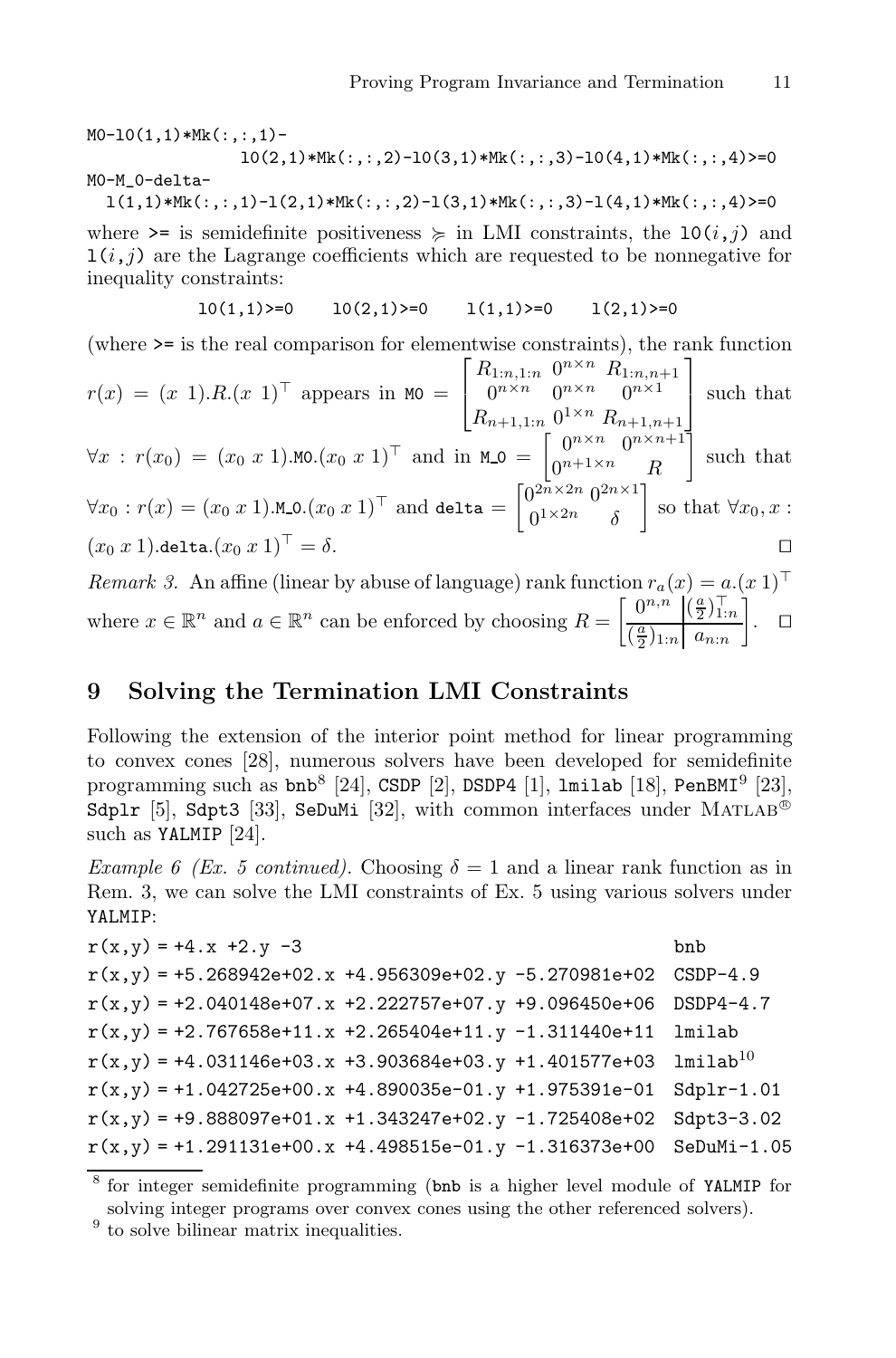```
M0-l0(1,1)*Mk(:,:,1)-
            l0(2,1)*Mk(:,:,2)-l0(3,1)*Mk(:,:,3)-l0(4,1)*Mk(:,:,4)>=0
M0-M_0-delta-
  l(1,1)*Mk(:,:,1)-l(2,1)*Mk(:,:,2)-l(3,1)*Mk(:,:,3)-l(4,1)*Mk(:,:,4)>=0
```

where `>=` is semidefinite positiveness $\succcurlyeq$ in LMI constraints, the `l0`$(i,j)$ and `l`$(i,j)$ are the Lagrange coefficients which are requested to be nonnegative for inequality constraints:

```
l0(1,1)>=0    l0(2,1)>=0    l(1,1)>=0    l(2,1)>=0
```

(where `>=` is the real comparison for elementwise constraints), the rank function $r(x) = (x\ 1).R.(x\ 1)^\top$ appears in `M0` $= \begin{bmatrix} R_{1:n,1:n} & 0^{n\times n} & R_{1:n,n+1} \\ 0^{n\times n} & 0^{n\times n} & 0^{n\times 1} \\ R_{n+1,1:n} & 0^{1\times n} & R_{n+1,n+1} \end{bmatrix}$ such that $\forall x : r(x_0) = (x_0\ x\ 1).$`M0`$.(x_0\ x\ 1)^\top$ and in `M_0` $= \begin{bmatrix} 0^{n\times n} & 0^{n\times n+1} \\ 0^{n+1\times n} & R \end{bmatrix}$ such that $\forall x_0 : r(x) = (x_0\ x\ 1).$`M_0`$.(x_0\ x\ 1)^\top$ and `delta` $= \begin{bmatrix} 0^{2n\times 2n} & 0^{2n\times 1} \\ 0^{1\times 2n} & \delta \end{bmatrix}$ so that $\forall x_0, x :$ $(x_0\ x\ 1).$`delta`$.(x_0\ x\ 1)^\top = \delta$. □

*Remark 3.* An affine (linear by abuse of language) rank function $r_a(x) = a.(x\ 1)^\top$ where $x \in \mathbb{R}^n$ and $a \in \mathbb{R}^n$ can be enforced by choosing $R = \left[\begin{array}{c|c} 0^{n,n} & (\frac{a}{2})^\top_{1:n} \\ \hline (\frac{a}{2})_{1:n} & a_{n:n} \end{array}\right]$. □

## 9 Solving the Termination LMI Constraints

Following the extension of the interior point method for linear programming to convex cones [28], numerous solvers have been developed for semidefinite programming such as `bnb`[8] [24], `CSDP` [2], `DSDP4` [1], `lmilab` [18], `PenBMI`[9] [23], `Sdplr` [5], `Sdpt3` [33], `SeDuMi` [32], with common interfaces under MATLAB® such as `YALMIP` [24].

*Example 6 (Ex. 5 continued).* Choosing $\delta = 1$ and a linear rank function as in Rem. 3, we can solve the LMI constraints of Ex. 5 using various solvers under `YALMIP`:

```
r(x,y) = +4.x +2.y -3                                          bnb
r(x,y) = +5.268942e+02.x +4.956309e+02.y -5.270981e+02  CSDP-4.9
r(x,y) = +2.040148e+07.x +2.222757e+07.y +9.096450e+06  DSDP4-4.7
r(x,y) = +2.767658e+11.x +2.265404e+11.y -1.311440e+11  lmilab
r(x,y) = +4.031146e+03.x +3.903684e+03.y +1.401577e+03  lmilab[10]
r(x,y) = +1.042725e+00.x +4.890035e-01.y +1.975391e-01  Sdplr-1.01
r(x,y) = +9.888097e+01.x +1.343247e+02.y -1.725408e+02  Sdpt3-3.02
r(x,y) = +1.291131e+00.x +4.498515e-01.y -1.316373e+00  SeDuMi-1.05
```

[8] for integer semidefinite programming (`bnb` is a higher level module of `YALMIP` for solving integer programs over convex cones using the other referenced solvers).

[9] to solve bilinear matrix inequalities.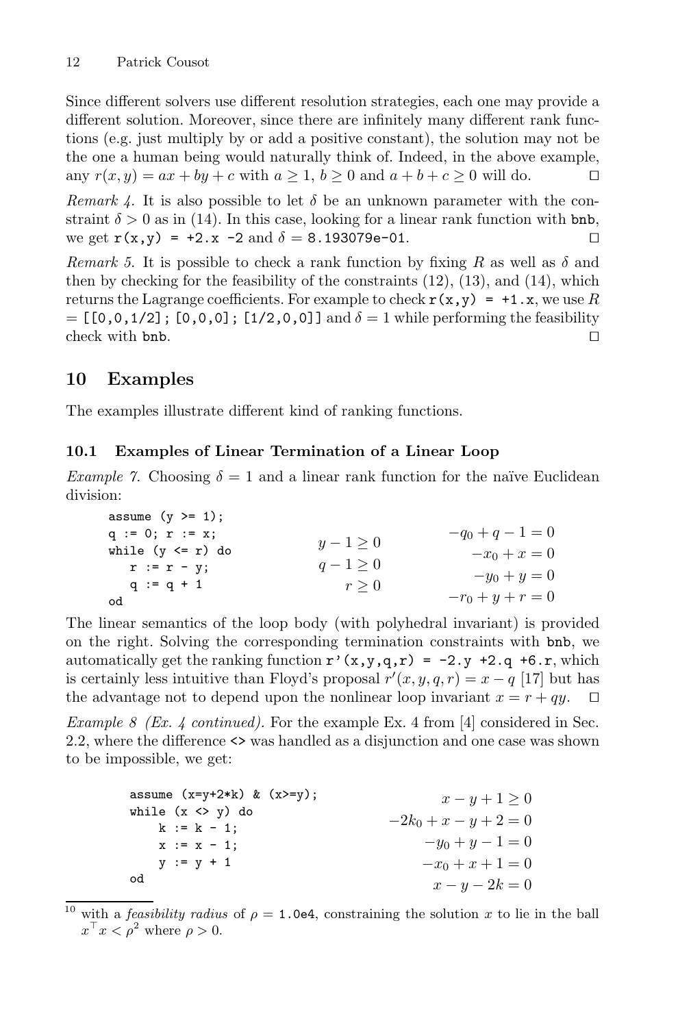Since different solvers use different resolution strategies, each one may provide a different solution. Moreover, since there are infinitely many different rank functions (e.g. just multiply by or add a positive constant), the solution may not be the one a human being would naturally think of. Indeed, in the above example, any $r(x, y) = ax + by + c$ with $a \geq 1$, $b \geq 0$ and $a + b + c \geq 0$ will do. □

*Remark 4.* It is also possible to let $\delta$ be an unknown parameter with the constraint $\delta > 0$ as in (14). In this case, looking for a linear rank function with `bnb`, we get `r(x,y) = +2.x -2` and $\delta = $ `8.193079e-01`. □

*Remark 5.* It is possible to check a rank function by fixing $R$ as well as $\delta$ and then by checking for the feasibility of the constraints (12), (13), and (14), which returns the Lagrange coefficients. For example to check `r(x,y) = +1.x`, we use $R$ = `[[0,0,1/2]; [0,0,0]; [1/2,0,0]]` and $\delta = 1$ while performing the feasibility check with `bnb`. □

## 10 Examples

The examples illustrate different kind of ranking functions.

### 10.1 Examples of Linear Termination of a Linear Loop

*Example 7.* Choosing $\delta = 1$ and a linear rank function for the naïve Euclidean division:

```
assume (y >= 1);
q := 0; r := x;
while (y <= r) do
   r := r - y;
   q := q + 1
od
```

$$\begin{array}{r} y - 1 \geq 0 \\ q - 1 \geq 0 \\ r \geq 0 \end{array} \qquad \begin{array}{r} -q_0 + q - 1 = 0 \\ -x_0 + x = 0 \\ -y_0 + y = 0 \\ -r_0 + y + r = 0 \end{array}$$

The linear semantics of the loop body (with polyhedral invariant) is provided on the right. Solving the corresponding termination constraints with `bnb`, we automatically get the ranking function `r'(x,y,q,r) = -2.y +2.q +6.r`, which is certainly less intuitive than Floyd's proposal $r'(x, y, q, r) = x - q$ [17] but has the advantage not to depend upon the nonlinear loop invariant $x = r + qy$. □

*Example 8 (Ex. 4 continued).* For the example Ex. 4 from [4] considered in Sec. 2.2, where the difference `<>` was handled as a disjunction and one case was shown to be impossible, we get:

```
assume (x=y+2*k) & (x>=y);
while (x <> y) do
    k := k - 1;
    x := x - 1;
    y := y + 1
od
```

$$\begin{array}{r} x - y + 1 \geq 0 \\ -2k_0 + x - y + 2 = 0 \\ -y_0 + y - 1 = 0 \\ -x_0 + x + 1 = 0 \\ x - y - 2k = 0 \end{array}$$

---

[10] with a *feasibility radius* of $\rho = $ `1.0e4`, constraining the solution $x$ to lie in the ball $x^\top x < \rho^2$ where $\rho > 0$.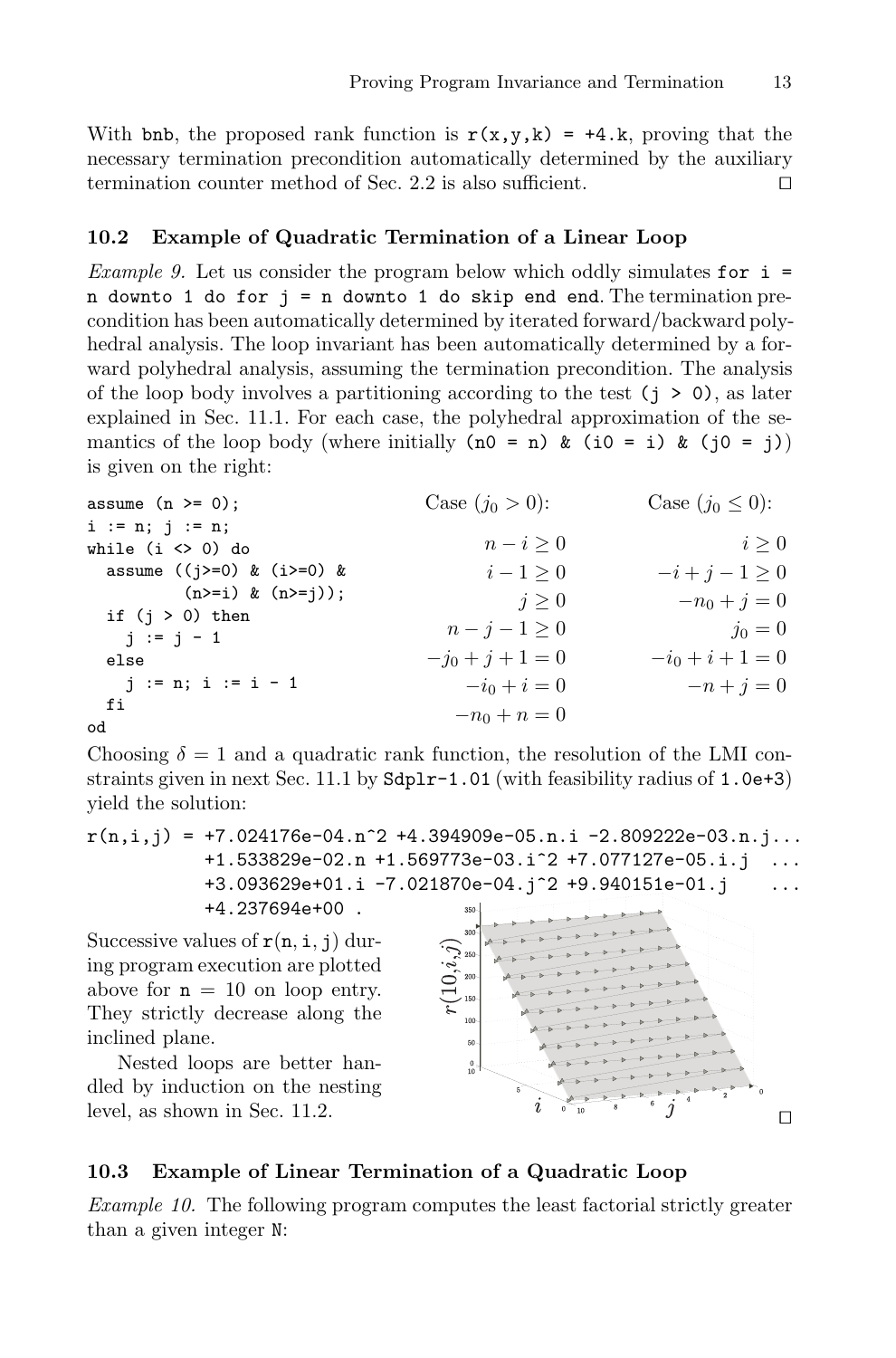With bnb, the proposed rank function is `r(x,y,k) = +4.k`, proving that the necessary termination precondition automatically determined by the auxiliary termination counter method of Sec. 2.2 is also sufficient. □

### 10.2 Example of Quadratic Termination of a Linear Loop

*Example 9.* Let us consider the program below which oddly simulates `for i = n downto 1 do for j = n downto 1 do skip end end`. The termination precondition has been automatically determined by iterated forward/backward polyhedral analysis. The loop invariant has been automatically determined by a forward polyhedral analysis, assuming the termination precondition. The analysis of the loop body involves a partitioning according to the test `(j > 0)`, as later explained in Sec. 11.1. For each case, the polyhedral approximation of the semantics of the loop body (where initially `(n0 = n) & (i0 = i) & (j0 = j)`) is given on the right:

```
assume (n >= 0);
i := n; j := n;
while (i <> 0) do
  assume ((j>=0) & (i>=0) &
          (n>=i) & (n>=j));
  if (j > 0) then
    j := j - 1
  else
    j := n; i := i - 1
  fi
od
```

| Case ($j_0 > 0$): | Case ($j_0 \leq 0$): |
|---|---|
| $n - i \geq 0$ | $i \geq 0$ |
| $i - 1 \geq 0$ | $-i + j - 1 \geq 0$ |
| $j \geq 0$ | $-n_0 + j = 0$ |
| $n - j - 1 \geq 0$ | $j_0 = 0$ |
| $-j_0 + j + 1 = 0$ | $-i_0 + i + 1 = 0$ |
| $-i_0 + i = 0$ | $-n + j = 0$ |
| $-n_0 + n = 0$ | |

Choosing $\delta = 1$ and a quadratic rank function, the resolution of the LMI constraints given in next Sec. 11.1 by `Sdplr-1.01` (with feasibility radius of `1.0e+3`) yield the solution:

```
r(n,i,j) = +7.024176e-04.n^2 +4.394909e-05.n.i -2.809222e-03.n.j...
           +1.533829e-02.n +1.569773e-03.i^2 +7.077127e-05.i.j  ...
           +3.093629e+01.i -7.021870e-04.j^2 +9.940151e-01.j    ...
           +4.237694e+00 .
```

Successive values of $\mathtt{r}(\mathtt{n}, \mathtt{i}, \mathtt{j})$ during program execution are plotted above for $\mathtt{n} = 10$ on loop entry. They strictly decrease along the inclined plane.

Nested loops are better handled by induction on the nesting level, as shown in Sec. 11.2. □

### 10.3 Example of Linear Termination of a Quadratic Loop

*Example 10.* The following program computes the least factorial strictly greater than a given integer N: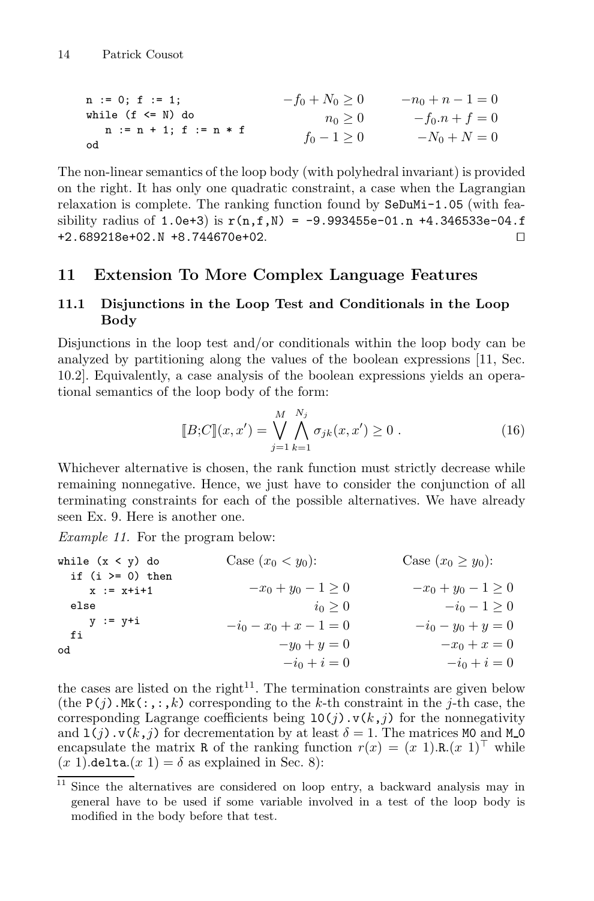```
n := 0; f := 1;
while (f <= N) do
   n := n + 1; f := n * f
od
```

$$-f_0 + N_0 \geq 0 \qquad -n_0 + n - 1 = 0$$
$$n_0 \geq 0 \qquad -f_0.n + f = 0$$
$$f_0 - 1 \geq 0 \qquad -N_0 + N = 0$$

The non-linear semantics of the loop body (with polyhedral invariant) is provided on the right. It has only one quadratic constraint, a case when the Lagrangian relaxation is complete. The ranking function found by `SeDuMi-1.05` (with feasibility radius of `1.0e+3`) is `r(n,f,N) = -9.993455e-01.n +4.346533e-04.f +2.689218e+02.N +8.744670e+02`. □

## 11 Extension To More Complex Language Features

### 11.1 Disjunctions in the Loop Test and Conditionals in the Loop Body

Disjunctions in the loop test and/or conditionals within the loop body can be analyzed by partitioning along the values of the boolean expressions [11, Sec. 10.2]. Equivalently, a case analysis of the boolean expressions yields an operational semantics of the loop body of the form:

$$[\![B;C]\!](x,x') = \bigvee_{j=1}^{M} \bigwedge_{k=1}^{N_j} \sigma_{jk}(x,x') \geq 0 \ . \tag{16}$$

Whichever alternative is chosen, the rank function must strictly decrease while remaining nonnegative. Hence, we just have to consider the conjunction of all terminating constraints for each of the possible alternatives. We have already seen Ex. 9. Here is another one.

*Example 11.* For the program below:

```
while (x < y) do
  if (i >= 0) then
     x := x+i+1
  else
     y := y+i
  fi
od
```

Case $(x_0 < y_0)$:

$$-x_0 + y_0 - 1 \geq 0$$
$$i_0 \geq 0$$
$$-i_0 - x_0 + x - 1 = 0$$
$$-y_0 + y = 0$$
$$-i_0 + i = 0$$

Case $(x_0 \geq y_0)$:

$$-x_0 + y_0 - 1 \geq 0$$
$$-i_0 - 1 \geq 0$$
$$-i_0 - y_0 + y = 0$$
$$-x_0 + x = 0$$
$$-i_0 + i = 0$$

the cases are listed on the right[11]. The termination constraints are given below (the `P(`$j$`).Mk(:,:,`$k$`)` corresponding to the $k$-th constraint in the $j$-th case, the corresponding Lagrange coefficients being `l0(`$j$`).v(`$k,j$`)` for the nonnegativity and `l(`$j$`).v(`$k,j$`)` for decrementation by at least $\delta = 1$. The matrices `M0` and `M_0` encapsulate the matrix `R` of the ranking function $r(x) = (x\ 1).\mathtt{R}.(x\ 1)^\top$ while $(x\ 1).\mathtt{delta}.(x\ 1) = \delta$ as explained in Sec. 8):

[11] Since the alternatives are considered on loop entry, a backward analysis may in general have to be used if some variable involved in a test of the loop body is modified in the body before that test.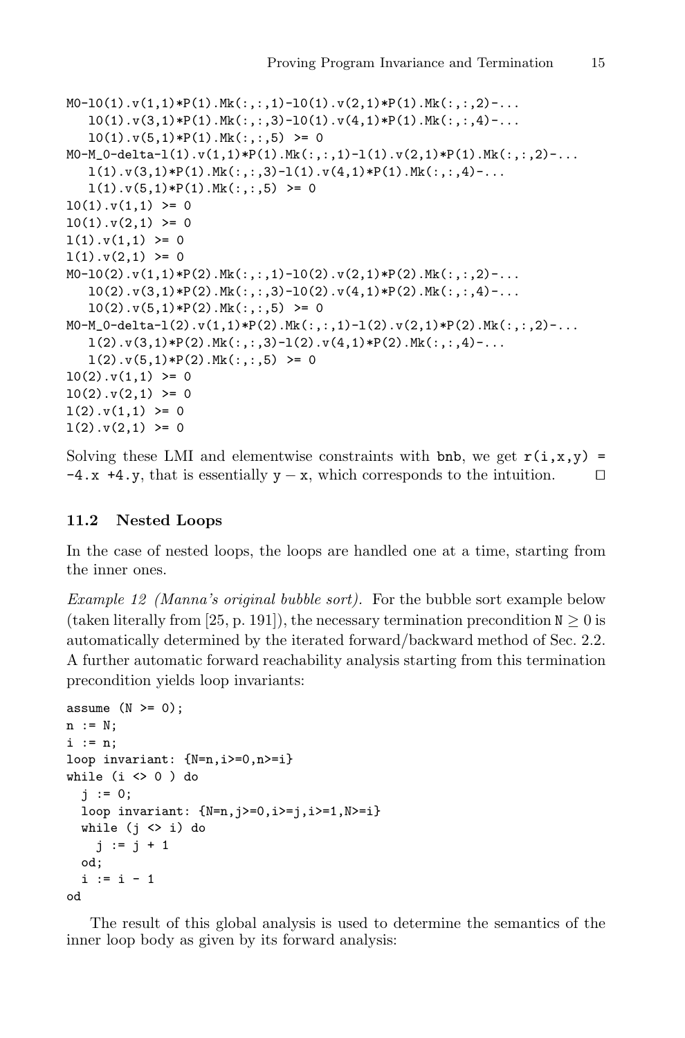```
M0-l0(1).v(1,1)*P(1).Mk(:,:,1)-l0(1).v(2,1)*P(1).Mk(:,:,2)-...
   l0(1).v(3,1)*P(1).Mk(:,:,3)-l0(1).v(4,1)*P(1).Mk(:,:,4)-...
   l0(1).v(5,1)*P(1).Mk(:,:,5) >= 0
M0-M_0-delta-l(1).v(1,1)*P(1).Mk(:,:,1)-l(1).v(2,1)*P(1).Mk(:,:,2)-...
   l(1).v(3,1)*P(1).Mk(:,:,3)-l(1).v(4,1)*P(1).Mk(:,:,4)-...
   l(1).v(5,1)*P(1).Mk(:,:,5) >= 0
l0(1).v(1,1) >= 0
l0(1).v(2,1) >= 0
l(1).v(1,1) >= 0
l(1).v(2,1) >= 0
M0-l0(2).v(1,1)*P(2).Mk(:,:,1)-l0(2).v(2,1)*P(2).Mk(:,:,2)-...
   l0(2).v(3,1)*P(2).Mk(:,:,3)-l0(2).v(4,1)*P(2).Mk(:,:,4)-...
   l0(2).v(5,1)*P(2).Mk(:,:,5) >= 0
M0-M_0-delta-l(2).v(1,1)*P(2).Mk(:,:,1)-l(2).v(2,1)*P(2).Mk(:,:,2)-...
   l(2).v(3,1)*P(2).Mk(:,:,3)-l(2).v(4,1)*P(2).Mk(:,:,4)-...
   l(2).v(5,1)*P(2).Mk(:,:,5) >= 0
l0(2).v(1,1) >= 0
l0(2).v(2,1) >= 0
l(2).v(1,1) >= 0
l(2).v(2,1) >= 0
```

Solving these LMI and elementwise constraints with `bnb`, we get `r(i,x,y) = -4.x +4.y`, that is essentially `y - x`, which corresponds to the intuition. □

### 11.2 Nested Loops

In the case of nested loops, the loops are handled one at a time, starting from the inner ones.

*Example 12 (Manna's original bubble sort).* For the bubble sort example below (taken literally from [25, p. 191]), the necessary termination precondition $\texttt{N} \geq 0$ is automatically determined by the iterated forward/backward method of Sec. 2.2. A further automatic forward reachability analysis starting from this termination precondition yields loop invariants:

```
assume (N >= 0);
n := N;
i := n;
loop invariant: {N=n,i>=0,n>=i}
while (i <> 0 ) do
  j := 0;
  loop invariant: {N=n,j>=0,i>=j,i>=1,N>=i}
  while (j <> i) do
    j := j + 1
  od;
  i := i - 1
od
```

The result of this global analysis is used to determine the semantics of the inner loop body as given by its forward analysis: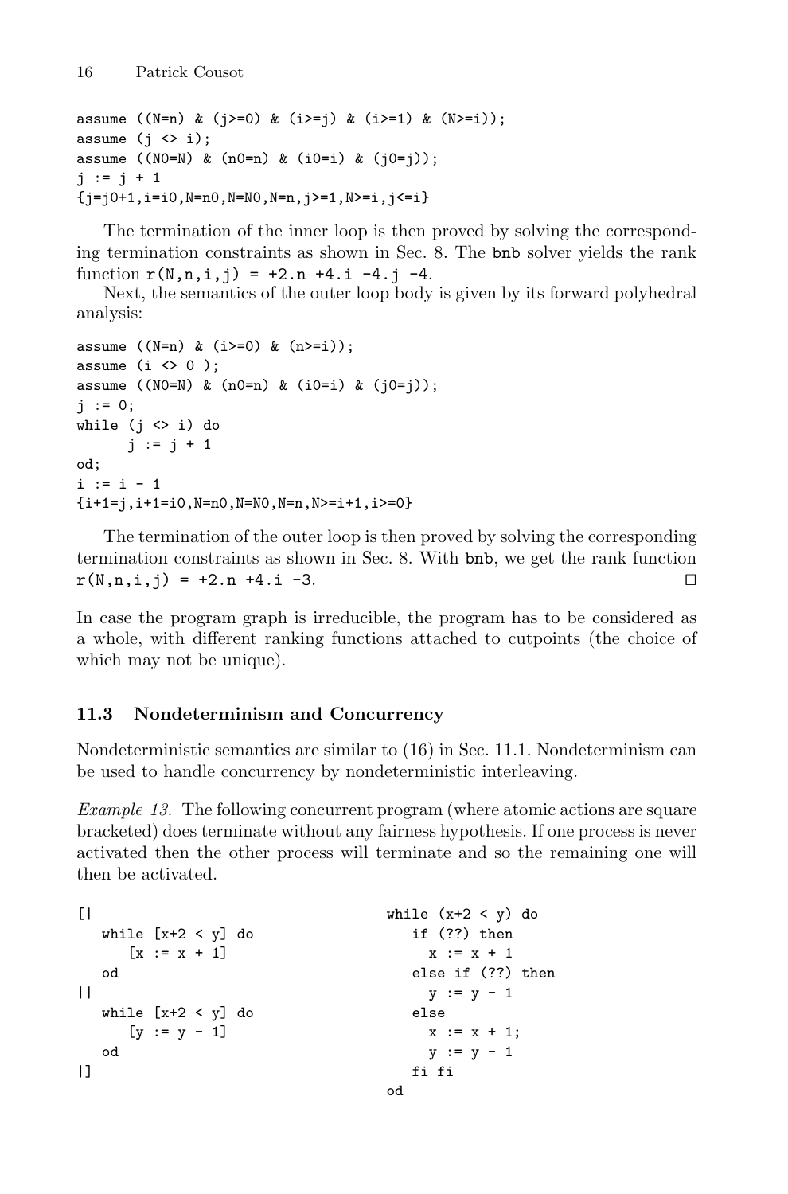```
assume ((N=n) & (j>=0) & (i>=j) & (i>=1) & (N>=i));
assume (j <> i);
assume ((N0=N) & (n0=n) & (i0=i) & (j0=j));
j := j + 1
{j=j0+1,i=i0,N=n0,N=N0,N=n,j>=1,N>=i,j<=i}
```

The termination of the inner loop is then proved by solving the corresponding termination constraints as shown in Sec. 8. The `bnb` solver yields the rank function `r(N,n,i,j) = +2.n +4.i -4.j -4`.

Next, the semantics of the outer loop body is given by its forward polyhedral analysis:

```
assume ((N=n) & (i>=0) & (n>=i));
assume (i <> 0 );
assume ((N0=N) & (n0=n) & (i0=i) & (j0=j));
j := 0;
while (j <> i) do
      j := j + 1
od;
i := i - 1
{i+1=j,i+1=i0,N=n0,N=N0,N=n,N>=i+1,i>=0}
```

The termination of the outer loop is then proved by solving the corresponding termination constraints as shown in Sec. 8. With `bnb`, we get the rank function `r(N,n,i,j) = +2.n +4.i -3`. □

In case the program graph is irreducible, the program has to be considered as a whole, with different ranking functions attached to cutpoints (the choice of which may not be unique).

### 11.3 Nondeterminism and Concurrency

Nondeterministic semantics are similar to (16) in Sec. 11.1. Nondeterminism can be used to handle concurrency by nondeterministic interleaving.

*Example 13.* The following concurrent program (where atomic actions are square bracketed) does terminate without any fairness hypothesis. If one process is never activated then the other process will terminate and so the remaining one will then be activated.

```
[|
   while [x+2 < y] do
      [x := x + 1]
   od
||
   while [x+2 < y] do
      [y := y - 1]
   od
|]
```

```
while (x+2 < y) do
   if (??) then
     x := x + 1
   else if (??) then
     y := y - 1
   else
     x := x + 1;
     y := y - 1
   fi fi
od
```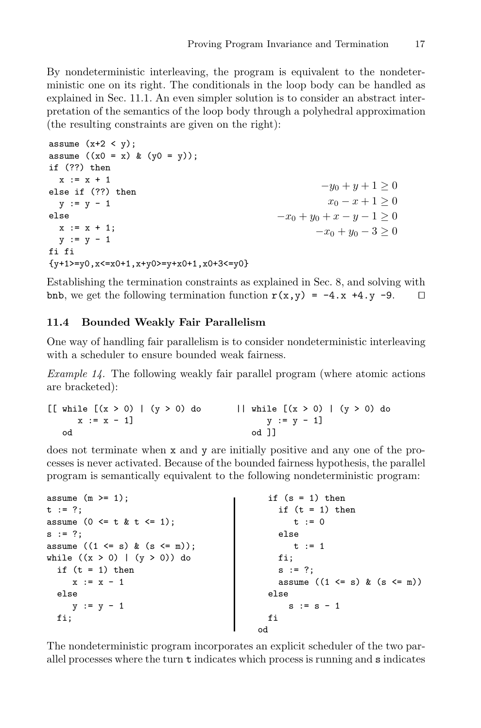By nondeterministic interleaving, the program is equivalent to the nondeterministic one on its right. The conditionals in the loop body can be handled as explained in Sec. 11.1. An even simpler solution is to consider an abstract interpretation of the semantics of the loop body through a polyhedral approximation (the resulting constraints are given on the right):

```
assume (x+2 < y);
assume ((x0 = x) & (y0 = y));
if (??) then
  x := x + 1
else if (??) then
  y := y - 1
else
  x := x + 1;
  y := y - 1
fi fi
{y+1>=y0,x<=x0+1,x+y0>=y+x0+1,x0+3<=y0}
```

$$-y_0 + y + 1 \geq 0$$
$$x_0 - x + 1 \geq 0$$
$$-x_0 + y_0 + x - y - 1 \geq 0$$
$$-x_0 + y_0 - 3 \geq 0$$

Establishing the termination constraints as explained in Sec. 8, and solving with `bnb`, we get the following termination function `r(x,y) = -4.x +4.y -9`. □

### 11.4 Bounded Weakly Fair Parallelism

One way of handling fair parallelism is to consider nondeterministic interleaving with a scheduler to ensure bounded weak fairness.

*Example 14.* The following weakly fair parallel program (where atomic actions are bracketed):

```
[[ while [(x > 0) | (y > 0) do       || while [(x > 0) | (y > 0) do
      x := x - 1]                           y := y - 1]
   od                                     od ]]
```

does not terminate when x and y are initially positive and any one of the processes is never activated. Because of the bounded fairness hypothesis, the parallel program is semantically equivalent to the following nondeterministic program:

```
assume (m >= 1);
t := ?;
assume (0 <= t & t <= 1);
s := ?;
assume ((1 <= s) & (s <= m));
while ((x > 0) | (y > 0)) do
  if (t = 1) then
     x := x - 1
  else
     y := y - 1
  fi;
  if (s = 1) then
    if (t = 1) then
       t := 0
    else
       t := 1
    fi;
    s := ?;
    assume ((1 <= s) & (s <= m))
  else
     s := s - 1
  fi
od
```

The nondeterministic program incorporates an explicit scheduler of the two parallel processes where the turn t indicates which process is running and s indicates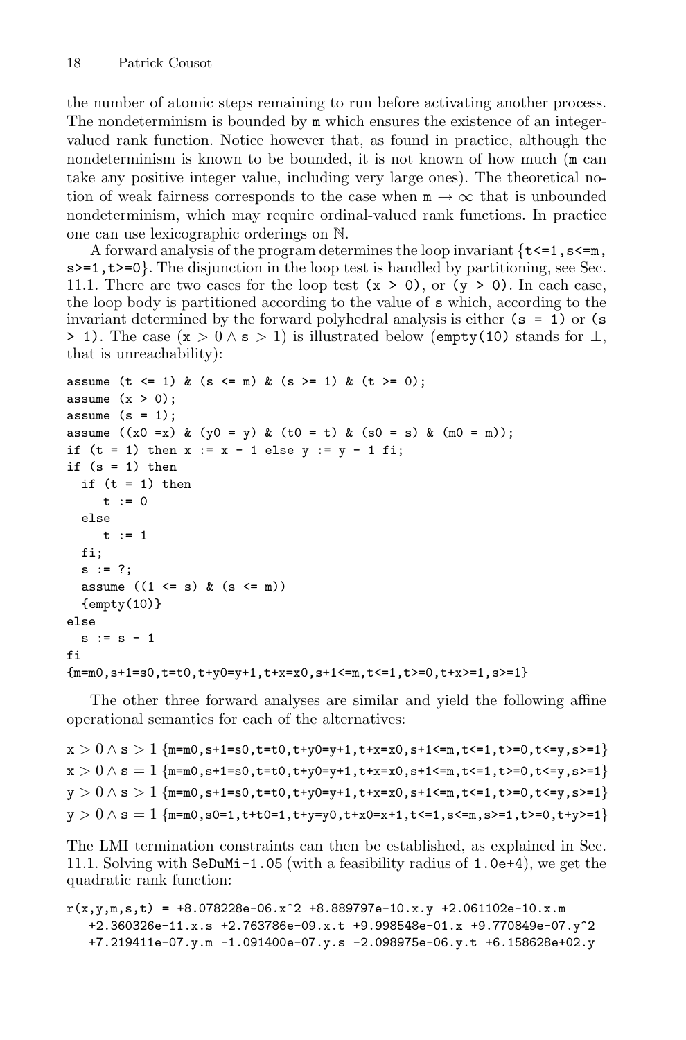the number of atomic steps remaining to run before activating another process. The nondeterminism is bounded by `m` which ensures the existence of an integer-valued rank function. Notice however that, as found in practice, although the nondeterminism is known to be bounded, it is not known of how much (`m` can take any positive integer value, including very large ones). The theoretical notion of weak fairness corresponds to the case when $\texttt{m} \rightarrow \infty$ that is unbounded nondeterminism, which may require ordinal-valued rank functions. In practice one can use lexicographic orderings on $\mathbb{N}$.

A forward analysis of the program determines the loop invariant {`t<=1,s<=m, s>=1,t>=0`}. The disjunction in the loop test is handled by partitioning, see Sec. 11.1. There are two cases for the loop test `(x > 0)`, or `(y > 0)`. In each case, the loop body is partitioned according to the value of `s` which, according to the invariant determined by the forward polyhedral analysis is either `(s = 1)` or `(s > 1)`. The case $(\texttt{x} > 0 \wedge \texttt{s} > 1)$ is illustrated below (`empty(10)` stands for $\bot$, that is unreachability):

```
assume (t <= 1) & (s <= m) & (s >= 1) & (t >= 0);
assume (x > 0);
assume (s = 1);
assume ((x0 =x) & (y0 = y) & (t0 = t) & (s0 = s) & (m0 = m));
if (t = 1) then x := x - 1 else y := y - 1 fi;
if (s = 1) then
  if (t = 1) then
     t := 0
  else
     t := 1
  fi;
  s := ?;
  assume ((1 <= s) & (s <= m))
  {empty(10)}
else
  s := s - 1
fi
{m=m0,s+1=s0,t=t0,t+y0=y+1,t+x=x0,s+1<=m,t<=1,t>=0,t+x>=1,s>=1}
```

The other three forward analyses are similar and yield the following affine operational semantics for each of the alternatives:

$\texttt{x} > 0 \wedge \texttt{s} > 1$ `{m=m0,s+1=s0,t=t0,t+y0=y+1,t+x=x0,s+1<=m,t<=1,t>=0,t<=y,s>=1}`

$\texttt{x} > 0 \wedge \texttt{s} = 1$ `{m=m0,s+1=s0,t=t0,t+y0=y+1,t+x=x0,s+1<=m,t<=1,t>=0,t<=y,s>=1}`

$\texttt{y} > 0 \wedge \texttt{s} > 1$ `{m=m0,s+1=s0,t=t0,t+y0=y+1,t+x=x0,s+1<=m,t<=1,t>=0,t<=y,s>=1}`

$\texttt{y} > 0 \wedge \texttt{s} = 1$ `{m=m0,s0=1,t+t0=1,t+y=y0,t+x0=x+1,t<=1,s<=m,s>=1,t>=0,t+y>=1}`

The LMI termination constraints can then be established, as explained in Sec. 11.1. Solving with `SeDuMi-1.05` (with a feasibility radius of `1.0e+4`), we get the quadratic rank function:

```
r(x,y,m,s,t) = +8.078228e-06.x^2 +8.889797e-10.x.y +2.061102e-10.x.m
   +2.360326e-11.x.s +2.763786e-09.x.t +9.998548e-01.x +9.770849e-07.y^2
   +7.219411e-07.y.m -1.091400e-07.y.s -2.098975e-06.y.t +6.158628e+02.y
```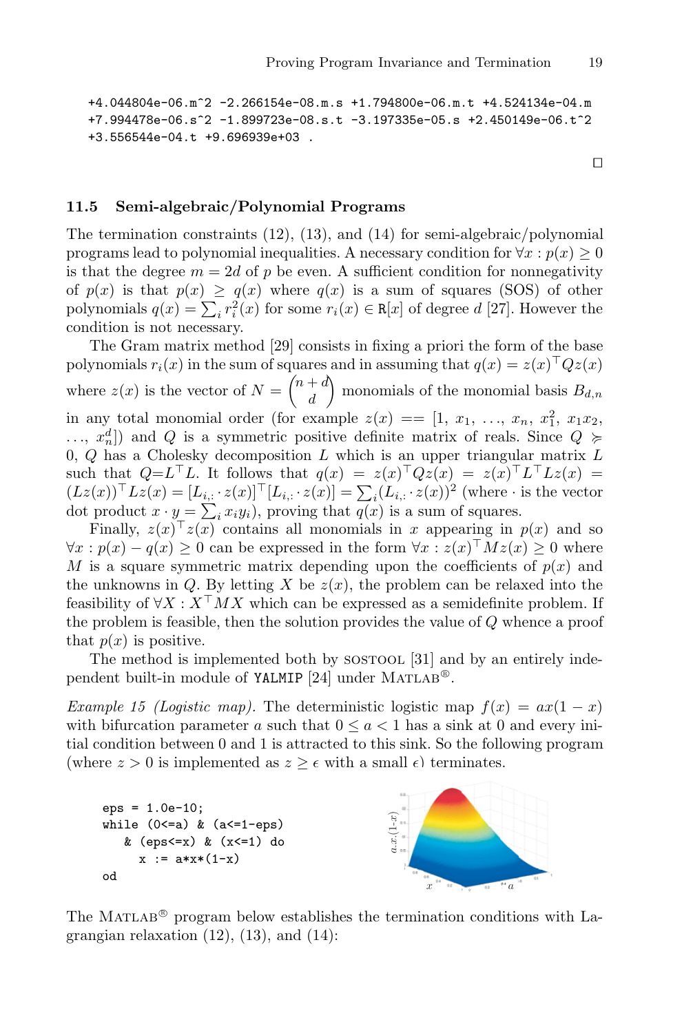```
+4.044804e-06.m^2 -2.266154e-08.m.s +1.794800e-06.m.t +4.524134e-04.m
+7.994478e-06.s^2 -1.899723e-08.s.t -3.197335e-05.s +2.450149e-06.t^2
+3.556544e-04.t +9.696939e+03 .
```

□

### 11.5 Semi-algebraic/Polynomial Programs

The termination constraints (12), (13), and (14) for semi-algebraic/polynomial programs lead to polynomial inequalities. A necessary condition for $\forall x : p(x) \geq 0$ is that the degree $m = 2d$ of $p$ be even. A sufficient condition for nonnegativity of $p(x)$ is that $p(x) \geq q(x)$ where $q(x)$ is a sum of squares (SOS) of other polynomials $q(x) = \sum_i r_i^2(x)$ for some $r_i(x) \in \mathbb{R}[x]$ of degree $d$ [27]. However the condition is not necessary.

The Gram matrix method [29] consists in fixing a priori the form of the base polynomials $r_i(x)$ in the sum of squares and in assuming that $q(x) = z(x)^\top Q z(x)$ where $z(x)$ is the vector of $N = \binom{n+d}{d}$ monomials of the monomial basis $B_{d,n}$ in any total monomial order (for example $z(x) == [1, x_1, \ldots, x_n, x_1^2, x_1x_2, \ldots, x_n^d]$) and $Q$ is a symmetric positive definite matrix of reals. Since $Q \succcurlyeq 0$, $Q$ has a Cholesky decomposition $L$ which is an upper triangular matrix $L$ such that $Q{=}L^\top L$. It follows that $q(x) = z(x)^\top Q z(x) = z(x)^\top L^\top L z(x) = (Lz(x))^\top L z(x) = [L_{i,:} \cdot z(x)]^\top [L_{i,:} \cdot z(x)] = \sum_i (L_{i,:} \cdot z(x))^2$ (where $\cdot$ is the vector dot product $x \cdot y = \sum_i x_i y_i$), proving that $q(x)$ is a sum of squares.

Finally, $z(x)^\top z(x)$ contains all monomials in $x$ appearing in $p(x)$ and so $\forall x : p(x) - q(x) \geq 0$ can be expressed in the form $\forall x : z(x)^\top M z(x) \geq 0$ where $M$ is a square symmetric matrix depending upon the coefficients of $p(x)$ and the unknowns in $Q$. By letting $X$ be $z(x)$, the problem can be relaxed into the feasibility of $\forall X : X^\top M X$ which can be expressed as a semidefinite problem. If the problem is feasible, then the solution provides the value of $Q$ whence a proof that $p(x)$ is positive.

The method is implemented both by SOSTOOL [31] and by an entirely independent built-in module of `YALMIP` [24] under MATLAB®.

*Example 15 (Logistic map).* The deterministic logistic map $f(x) = ax(1-x)$ with bifurcation parameter $a$ such that $0 \leq a < 1$ has a sink at 0 and every initial condition between 0 and 1 is attracted to this sink. So the following program (where $z > 0$ is implemented as $z \geq \epsilon$ with a small $\epsilon$) terminates.

```
eps = 1.0e-10;
while (0<=a) & (a<=1-eps)
   & (eps<=x) & (x<=1) do
      x := a*x*(1-x)
od
```

The MATLAB® program below establishes the termination conditions with Lagrangian relaxation (12), (13), and (14):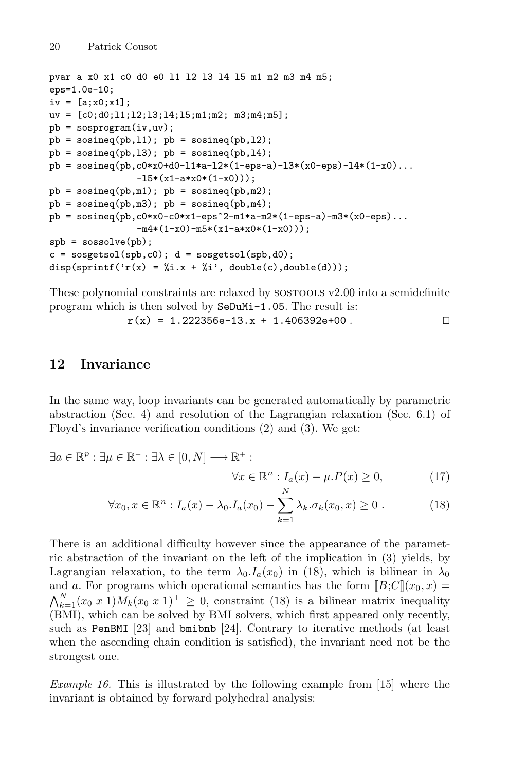```
pvar a x0 x1 c0 d0 e0 l1 l2 l3 l4 l5 m1 m2 m3 m4 m5;
eps=1.0e-10;
iv = [a;x0;x1];
uv = [c0;d0;l1;l2;l3;l4;l5;m1;m2; m3;m4;m5];
pb = sosprogram(iv,uv);
pb = sosineq(pb,l1); pb = sosineq(pb,l2);
pb = sosineq(pb,l3); pb = sosineq(pb,l4);
pb = sosineq(pb,c0*x0+d0-l1*a-l2*(1-eps-a)-l3*(x0-eps)-l4*(1-x0)...
               -l5*(x1-a*x0*(1-x0)));
pb = sosineq(pb,m1); pb = sosineq(pb,m2);
pb = sosineq(pb,m3); pb = sosineq(pb,m4);
pb = sosineq(pb,c0*x0-c0*x1-eps^2-m1*a-m2*(1-eps-a)-m3*(x0-eps)...
               -m4*(1-x0)-m5*(x1-a*x0*(1-x0)));
spb = sossolve(pb);
c = sosgetsol(spb,c0); d = sosgetsol(spb,d0);
disp(sprintf('r(x) = %i.x + %i', double(c),double(d)));
```

These polynomial constraints are relaxed by SOSTOOLS v2.00 into a semidefinite program which is then solved by `SeDuMi-1.05`. The result is:

`r(x) = 1.222356e-13.x + 1.406392e+00` . ☐

## 12 Invariance

In the same way, loop invariants can be generated automatically by parametric abstraction (Sec. 4) and resolution of the Lagrangian relaxation (Sec. 6.1) of Floyd's invariance verification conditions (2) and (3). We get:

$$\exists a \in \mathbb{R}^p : \exists \mu \in \mathbb{R}^+ : \exists \lambda \in [0, N] \longrightarrow \mathbb{R}^+ :$$

$$\forall x \in \mathbb{R}^n : I_a(x) - \mu.P(x) \geq 0, \tag{17}$$

$$\forall x_0, x \in \mathbb{R}^n : I_a(x) - \lambda_0.I_a(x_0) - \sum_{k=1}^{N} \lambda_k.\sigma_k(x_0, x) \geq 0 \; . \tag{18}$$

There is an additional difficulty however since the appearance of the parametric abstraction of the invariant on the left of the implication in (3) yields, by Lagrangian relaxation, to the term $\lambda_0.I_a(x_0)$ in (18), which is bilinear in $\lambda_0$ and $a$. For programs which operational semantics has the form $[\![B;C]\!](x_0, x) = \bigwedge_{k=1}^{N}(x_0\ x\ 1)M_k(x_0\ x\ 1)^\top \geq 0$, constraint (18) is a bilinear matrix inequality (BMI), which can be solved by BMI solvers, which first appeared only recently, such as `PenBMI` [23] and `bmibnb` [24]. Contrary to iterative methods (at least when the ascending chain condition is satisfied), the invariant need not be the strongest one.

*Example 16.* This is illustrated by the following example from [15] where the invariant is obtained by forward polyhedral analysis: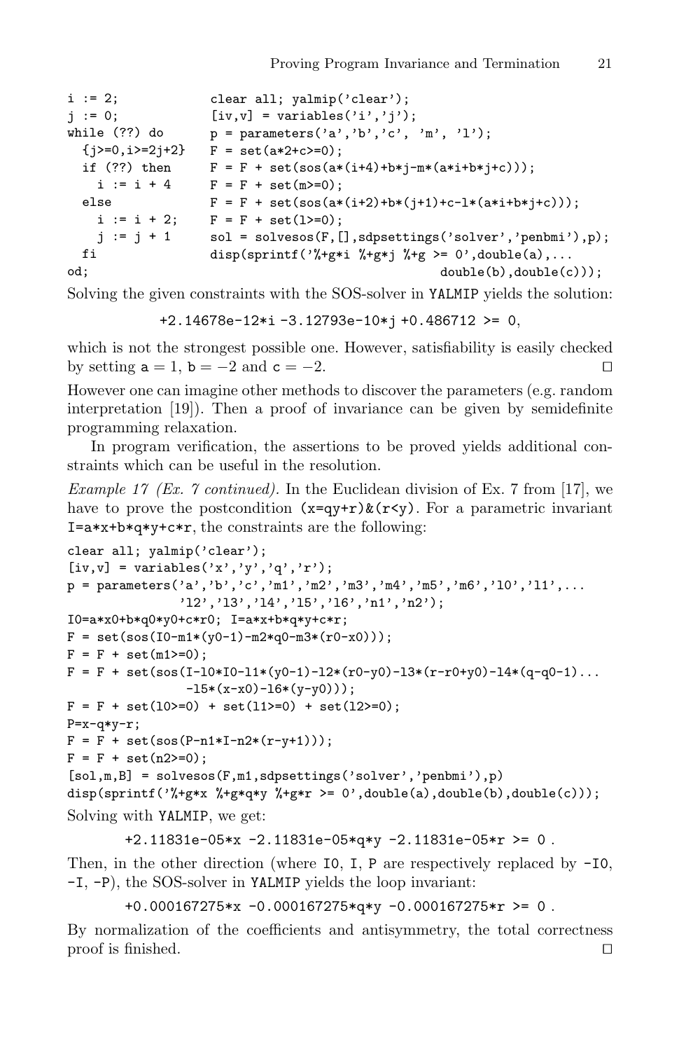```
i := 2;             clear all; yalmip('clear');
j := 0;             [iv,v] = variables('i','j');
while (??) do       p = parameters('a','b','c', 'm', 'l');
  {j>=0,i>=2j+2}    F = set(a*2+c>=0);
  if (??) then      F = F + set(sos(a*(i+4)+b*j-m*(a*i+b*j+c)));
    i := i + 4      F = F + set(m>=0);
  else              F = F + set(sos(a*(i+2)+b*(j+1)+c-l*(a*i+b*j+c)));
    i := i + 2;     F = F + set(l>=0);
    j := j + 1      sol = solvesos(F,[],sdpsettings('solver','penbmi'),p);
  fi                disp(sprintf('%+g*i %+g*j %+g >= 0',double(a),...
od;                                                double(b),double(c)));
```

Solving the given constraints with the SOS-solver in YALMIP yields the solution:

```
+2.14678e-12*i -3.12793e-10*j +0.486712 >= 0,
```

which is not the strongest possible one. However, satisfiability is easily checked by setting a = 1, b = −2 and c = −2. □

However one can imagine other methods to discover the parameters (e.g. random interpretation [19]). Then a proof of invariance can be given by semidefinite programming relaxation.

In program verification, the assertions to be proved yields additional constraints which can be useful in the resolution.

*Example 17 (Ex. 7 continued).* In the Euclidean division of Ex. 7 from [17], we have to prove the postcondition `(x=qy+r)&(r<y)`. For a parametric invariant `I=a*x+b*q*y+c*r`, the constraints are the following:

```
clear all; yalmip('clear');
[iv,v] = variables('x','y','q','r');
p = parameters('a','b','c','m1','m2','m3','m4','m5','m6','l0','l1',...
               'l2','l3','l4','l5','l6','n1','n2');
I0=a*x0+b*q0*y0+c*r0; I=a*x+b*q*y+c*r;
F = set(sos(I0-m1*(y0-1)-m2*q0-m3*(r0-x0)));
F = F + set(m1>=0);
F = F + set(sos(I-l0*I0-l1*(y0-1)-l2*(r0-y0)-l3*(r-r0+y0)-l4*(q-q0-1)...
                -l5*(x-x0)-l6*(y-y0)));
F = F + set(l0>=0) + set(l1>=0) + set(l2>=0);
P=x-q*y-r;
F = F + set(sos(P-n1*I-n2*(r-y+1)));
F = F + set(n2>=0);
[sol,m,B] = solvesos(F,m1,sdpsettings('solver','penbmi'),p)
disp(sprintf('%+g*x %+g*q*y %+g*r >= 0',double(a),double(b),double(c)));
```

Solving with YALMIP, we get:

```
+2.11831e-05*x -2.11831e-05*q*y -2.11831e-05*r >= 0 .
```

Then, in the other direction (where I0, I, P are respectively replaced by -I0, -I, -P), the SOS-solver in YALMIP yields the loop invariant:

```
+0.000167275*x -0.000167275*q*y -0.000167275*r >= 0 .
```

By normalization of the coefficients and antisymmetry, the total correctness proof is finished. □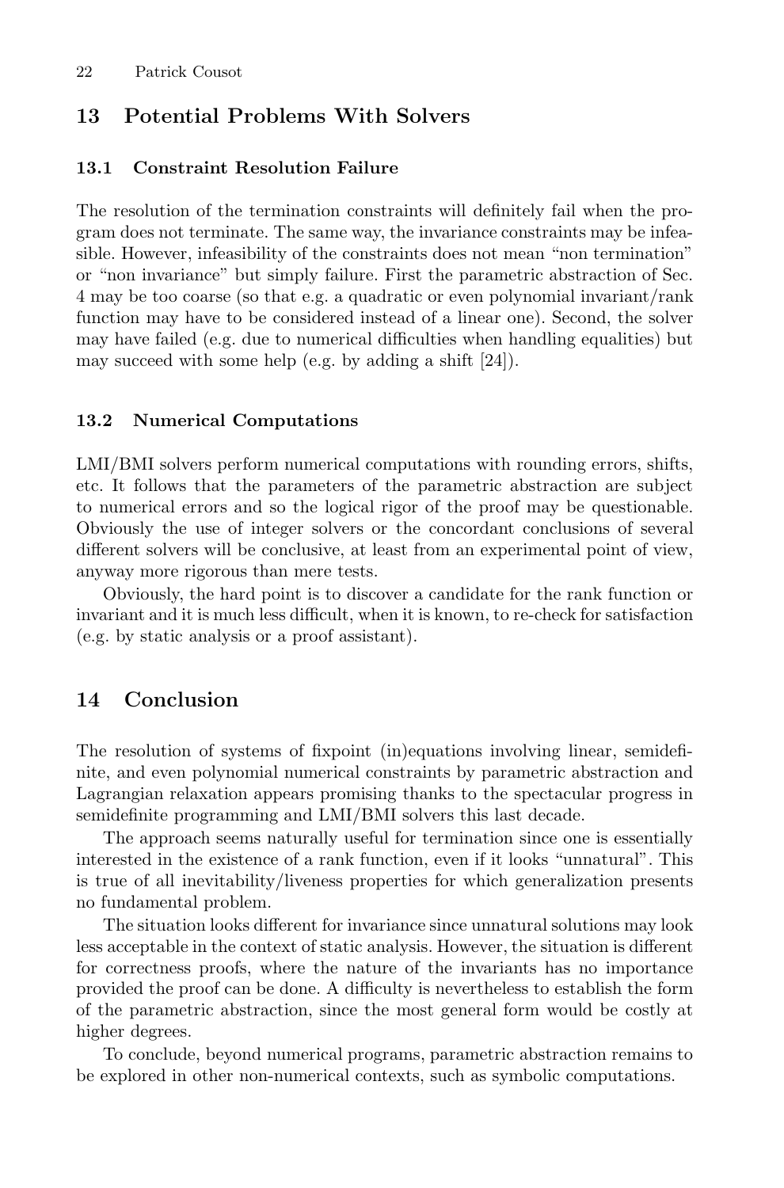## 13 Potential Problems With Solvers

### 13.1 Constraint Resolution Failure

The resolution of the termination constraints will definitely fail when the program does not terminate. The same way, the invariance constraints may be infeasible. However, infeasibility of the constraints does not mean "non termination" or "non invariance" but simply failure. First the parametric abstraction of Sec. 4 may be too coarse (so that e.g. a quadratic or even polynomial invariant/rank function may have to be considered instead of a linear one). Second, the solver may have failed (e.g. due to numerical difficulties when handling equalities) but may succeed with some help (e.g. by adding a shift [24]).

### 13.2 Numerical Computations

LMI/BMI solvers perform numerical computations with rounding errors, shifts, etc. It follows that the parameters of the parametric abstraction are subject to numerical errors and so the logical rigor of the proof may be questionable. Obviously the use of integer solvers or the concordant conclusions of several different solvers will be conclusive, at least from an experimental point of view, anyway more rigorous than mere tests.

Obviously, the hard point is to discover a candidate for the rank function or invariant and it is much less difficult, when it is known, to re-check for satisfaction (e.g. by static analysis or a proof assistant).

## 14 Conclusion

The resolution of systems of fixpoint (in)equations involving linear, semidefinite, and even polynomial numerical constraints by parametric abstraction and Lagrangian relaxation appears promising thanks to the spectacular progress in semidefinite programming and LMI/BMI solvers this last decade.

The approach seems naturally useful for termination since one is essentially interested in the existence of a rank function, even if it looks "unnatural". This is true of all inevitability/liveness properties for which generalization presents no fundamental problem.

The situation looks different for invariance since unnatural solutions may look less acceptable in the context of static analysis. However, the situation is different for correctness proofs, where the nature of the invariants has no importance provided the proof can be done. A difficulty is nevertheless to establish the form of the parametric abstraction, since the most general form would be costly at higher degrees.

To conclude, beyond numerical programs, parametric abstraction remains to be explored in other non-numerical contexts, such as symbolic computations.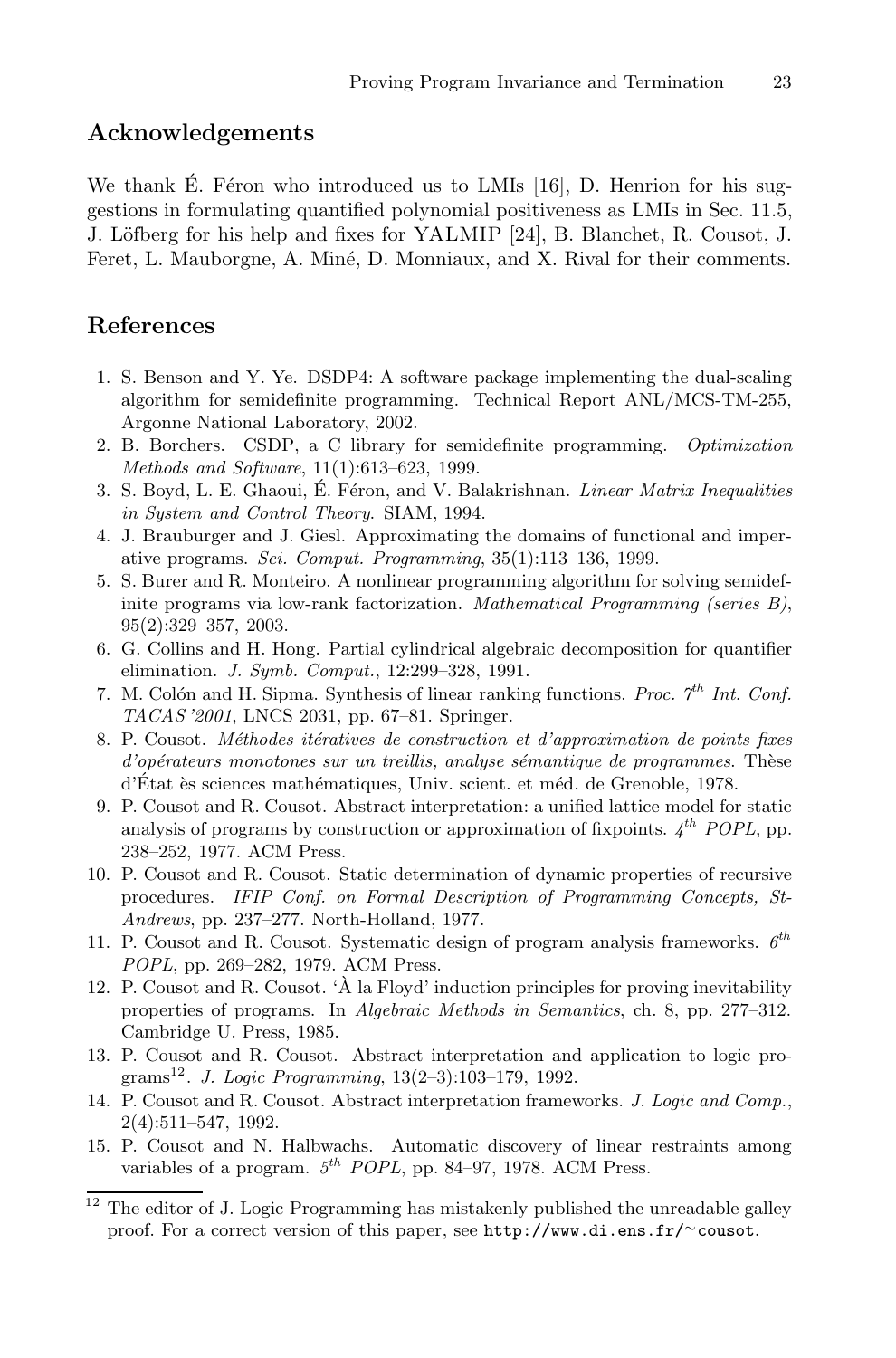## Acknowledgements

We thank É. Féron who introduced us to LMIs [16], D. Henrion for his suggestions in formulating quantified polynomial positiveness as LMIs in Sec. 11.5, J. Löfberg for his help and fixes for YALMIP [24], B. Blanchet, R. Cousot, J. Feret, L. Mauborgne, A. Miné, D. Monniaux, and X. Rival for their comments.

## References

1. S. Benson and Y. Ye. DSDP4: A software package implementing the dual-scaling algorithm for semidefinite programming. Technical Report ANL/MCS-TM-255, Argonne National Laboratory, 2002.
2. B. Borchers. CSDP, a C library for semidefinite programming. *Optimization Methods and Software*, 11(1):613–623, 1999.
3. S. Boyd, L. E. Ghaoui, É. Féron, and V. Balakrishnan. *Linear Matrix Inequalities in System and Control Theory*. SIAM, 1994.
4. J. Brauburger and J. Giesl. Approximating the domains of functional and imperative programs. *Sci. Comput. Programming*, 35(1):113–136, 1999.
5. S. Burer and R. Monteiro. A nonlinear programming algorithm for solving semidefinite programs via low-rank factorization. *Mathematical Programming (series B)*, 95(2):329–357, 2003.
6. G. Collins and H. Hong. Partial cylindrical algebraic decomposition for quantifier elimination. *J. Symb. Comput.*, 12:299–328, 1991.
7. M. Colón and H. Sipma. Synthesis of linear ranking functions. *Proc. 7th Int. Conf. TACAS '2001*, LNCS 2031, pp. 67–81. Springer.
8. P. Cousot. *Méthodes itératives de construction et d'approximation de points fixes d'opérateurs monotones sur un treillis, analyse sémantique de programmes*. Thèse d'État ès sciences mathématiques, Univ. scient. et méd. de Grenoble, 1978.
9. P. Cousot and R. Cousot. Abstract interpretation: a unified lattice model for static analysis of programs by construction or approximation of fixpoints. *4th POPL*, pp. 238–252, 1977. ACM Press.
10. P. Cousot and R. Cousot. Static determination of dynamic properties of recursive procedures. *IFIP Conf. on Formal Description of Programming Concepts, St-Andrews*, pp. 237–277. North-Holland, 1977.
11. P. Cousot and R. Cousot. Systematic design of program analysis frameworks. *6th POPL*, pp. 269–282, 1979. ACM Press.
12. P. Cousot and R. Cousot. 'À la Floyd' induction principles for proving inevitability properties of programs. In *Algebraic Methods in Semantics*, ch. 8, pp. 277–312. Cambridge U. Press, 1985.
13. P. Cousot and R. Cousot. Abstract interpretation and application to logic programs[12]. *J. Logic Programming*, 13(2–3):103–179, 1992.
14. P. Cousot and R. Cousot. Abstract interpretation frameworks. *J. Logic and Comp.*, 2(4):511–547, 1992.
15. P. Cousot and N. Halbwachs. Automatic discovery of linear restraints among variables of a program. *5th POPL*, pp. 84–97, 1978. ACM Press.

[12] The editor of J. Logic Programming has mistakenly published the unreadable galley proof. For a correct version of this paper, see `http://www.di.ens.fr/~cousot`.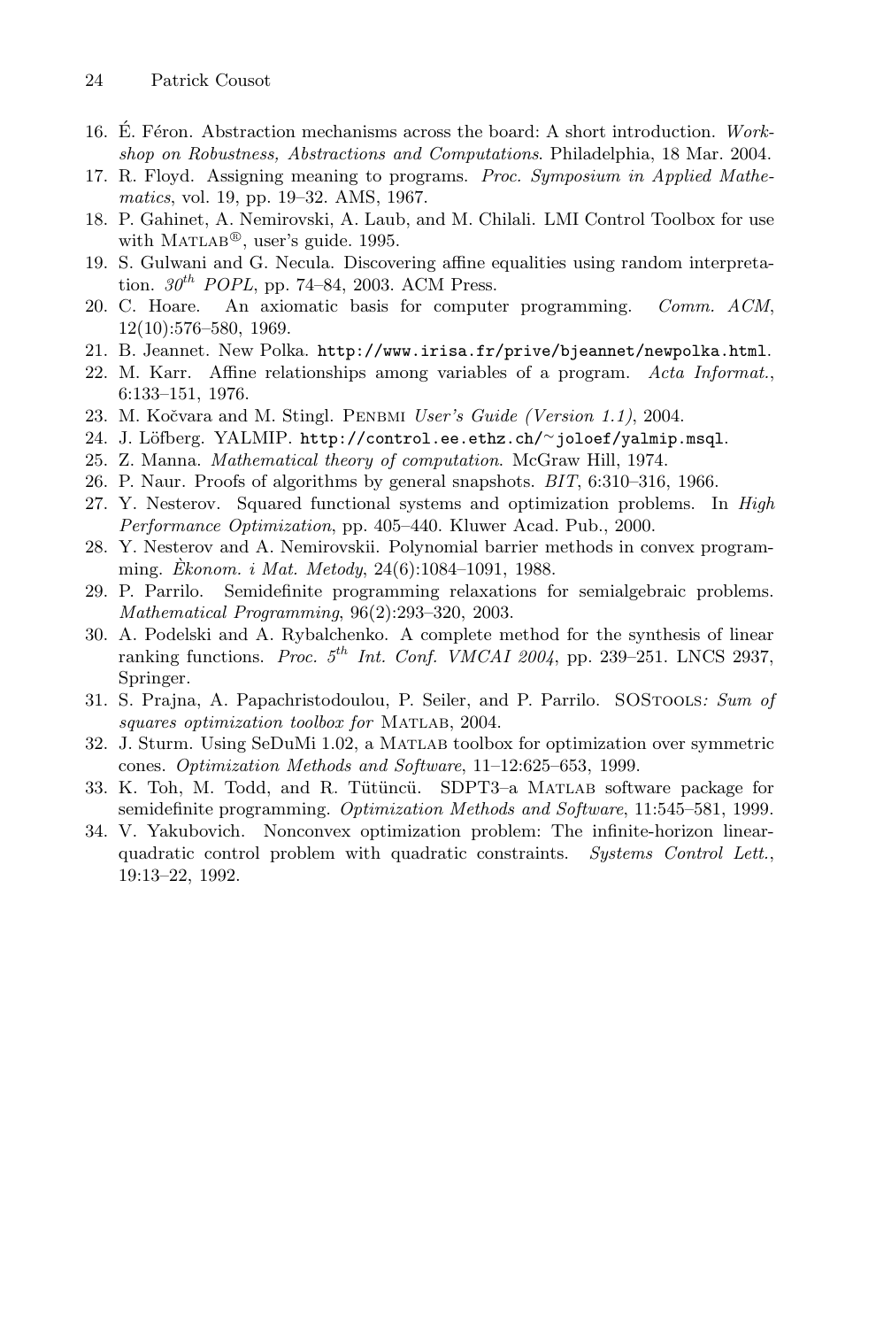16. É. Féron. Abstraction mechanisms across the board: A short introduction. *Workshop on Robustness, Abstractions and Computations*. Philadelphia, 18 Mar. 2004.
17. R. Floyd. Assigning meaning to programs. *Proc. Symposium in Applied Mathematics*, vol. 19, pp. 19–32. AMS, 1967.
18. P. Gahinet, A. Nemirovski, A. Laub, and M. Chilali. LMI Control Toolbox for use with MATLAB®, user's guide. 1995.
19. S. Gulwani and G. Necula. Discovering affine equalities using random interpretation. *30th POPL*, pp. 74–84, 2003. ACM Press.
20. C. Hoare. An axiomatic basis for computer programming. *Comm. ACM*, 12(10):576–580, 1969.
21. B. Jeannet. New Polka. `http://www.irisa.fr/prive/bjeannet/newpolka.html`.
22. M. Karr. Affine relationships among variables of a program. *Acta Informat.*, 6:133–151, 1976.
23. M. Kočvara and M. Stingl. PENBMI *User's Guide (Version 1.1)*, 2004.
24. J. Löfberg. YALMIP. `http://control.ee.ethz.ch/~joloef/yalmip.msql`.
25. Z. Manna. *Mathematical theory of computation*. McGraw Hill, 1974.
26. P. Naur. Proofs of algorithms by general snapshots. *BIT*, 6:310–316, 1966.
27. Y. Nesterov. Squared functional systems and optimization problems. In *High Performance Optimization*, pp. 405–440. Kluwer Acad. Pub., 2000.
28. Y. Nesterov and A. Nemirovskii. Polynomial barrier methods in convex programming. *Èkonom. i Mat. Metody*, 24(6):1084–1091, 1988.
29. P. Parrilo. Semidefinite programming relaxations for semialgebraic problems. *Mathematical Programming*, 96(2):293–320, 2003.
30. A. Podelski and A. Rybalchenko. A complete method for the synthesis of linear ranking functions. *Proc. 5th Int. Conf. VMCAI 2004*, pp. 239–251. LNCS 2937, Springer.
31. S. Prajna, A. Papachristodoulou, P. Seiler, and P. Parrilo. SOSTOOLS*: Sum of squares optimization toolbox for* MATLAB, 2004.
32. J. Sturm. Using SeDuMi 1.02, a MATLAB toolbox for optimization over symmetric cones. *Optimization Methods and Software*, 11–12:625–653, 1999.
33. K. Toh, M. Todd, and R. Tütüncü. SDPT3–a MATLAB software package for semidefinite programming. *Optimization Methods and Software*, 11:545–581, 1999.
34. V. Yakubovich. Nonconvex optimization problem: The infinite-horizon linear-quadratic control problem with quadratic constraints. *Systems Control Lett.*, 19:13–22, 1992.